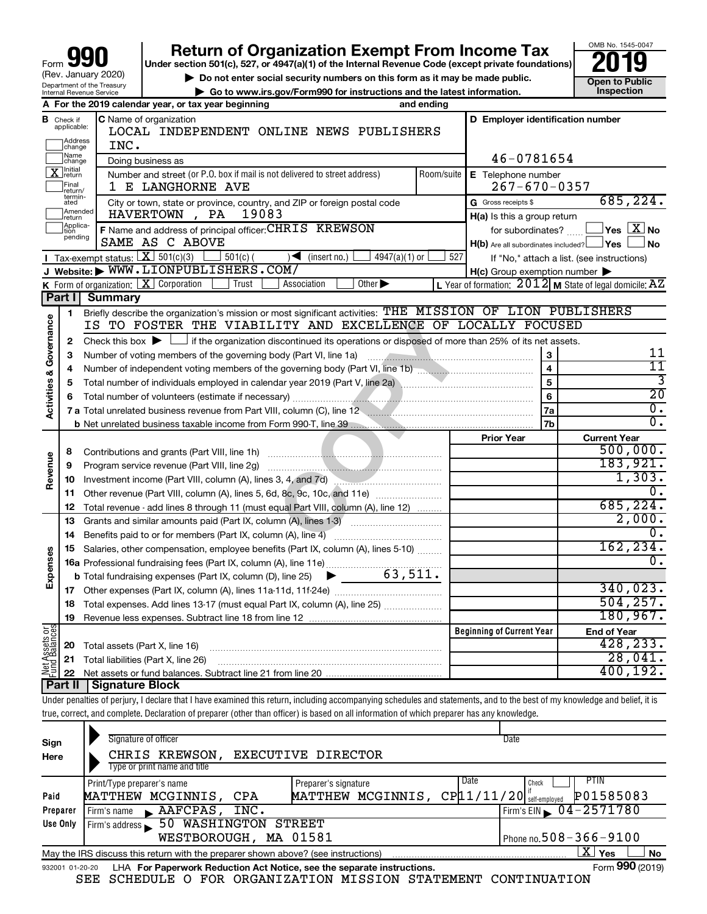Form **990** (Rev. January 2020) Department of the Treasury Internal Revenue Service

# Return of Organization Exempt From Income Tax

**Under section 501(c), 527, or 4947(a)(1) of the Internal Revenue Code (except private foundations)**

▶ Do not enter social security numbers on this form as it may be made public.

▶ Go to www.irs.gov/Form990 for instructions and the latest information.

OMB No. 1545-0047

**2019**

**Open to Public Inspection**

**A** For the 2019 calendar year, or tax year beginning and ending

**B** Check if applicable: Address change; Name change; [X] Initial return; Final return/terminated; Amended return; Application pending

**C** Name of organization: LOCAL INDEPENDENT ONLINE NEWS PUBLISHERS INC.

Doing business as

Number and street (or P.O. box if mail is not delivered to street address): 1 E LANGHORNE AVE — Room/suite

City or town, state or province, country, and ZIP or foreign postal code: HAVERTOWN , PA 19083

**D** Employer identification number: 46-0781654

**E** Telephone number: 267-670-0357

**G** Gross receipts $ 685,224.

**F** Name and address of principal officer: CHRIS KREWSON SAME AS C ABOVE

**H(a)** Is this a group return for subordinates? Yes [X] No

**H(b)** Are all subordinates included? Yes No — If "No," attach a list. (see instructions)

**H(c)** Group exemption number ▶

**I** Tax-exempt status: [X] 501(c)(3) 501(c) ( ) ◀ (insert no.) 4947(a)(1) or 527

**J** Website: ▶ WWW.LIONPUBLISHERS.COM/

**K** Form of organization: [X] Corporation Trust Association Other ▶

**L** Year of formation: 2012 **M** State of legal domicile: AZ

## Part I Summary

**Activities & Governance**

1 Briefly describe the organization's mission or most significant activities: THE MISSION OF LION PUBLISHERS IS TO FOSTER THE VIABILITY AND EXCELLENCE OF LOCALLY FOCUSED

2 Check this box ▶ [ ] if the organization discontinued its operations or disposed of more than 25% of its net assets.

| | | | |
|---|---|---|---|
| 3 | Number of voting members of the governing body (Part VI, line 1a) | 3 | 11 |
| 4 | Number of independent voting members of the governing body (Part VI, line 1b) | 4 | 11 |
| 5 | Total number of individuals employed in calendar year 2019 (Part V, line 2a) | 5 | 3 |
| 6 | Total number of volunteers (estimate if necessary) | 6 | 20 |
| 7a | Total unrelated business revenue from Part VIII, column (C), line 12 | 7a | 0. |
| b | Net unrelated business taxable income from Form 990-T, line 39 | 7b | 0. |

| | | Prior Year | Current Year |
|---|---|---|---|
| **Revenue** | | | |
| 8 | Contributions and grants (Part VIII, line 1h) | | 500,000. |
| 9 | Program service revenue (Part VIII, line 2g) | | 183,921. |
| 10 | Investment income (Part VIII, column (A), lines 3, 4, and 7d) | | 1,303. |
| 11 | Other revenue (Part VIII, column (A), lines 5, 6d, 8c, 9c, 10c, and 11e) | | 0. |
| 12 | Total revenue - add lines 8 through 11 (must equal Part VIII, column (A), line 12) | | 685,224. |
| **Expenses** | | | |
| 13 | Grants and similar amounts paid (Part IX, column (A), lines 1-3) | | 2,000. |
| 14 | Benefits paid to or for members (Part IX, column (A), line 4) | | 0. |
| 15 | Salaries, other compensation, employee benefits (Part IX, column (A), lines 5-10) | | 162,234. |
| 16a | Professional fundraising fees (Part IX, column (A), line 11e) | | 0. |
| b | Total fundraising expenses (Part IX, column (D), line 25) ▶ 63,511. | | |
| 17 | Other expenses (Part IX, column (A), lines 11a-11d, 11f-24e) | | 340,023. |
| 18 | Total expenses. Add lines 13-17 (must equal Part IX, column (A), line 25) | | 504,257. |
| 19 | Revenue less expenses. Subtract line 18 from line 12 | | 180,967. |

| **Net Assets or Fund Balances** | | Beginning of Current Year | End of Year |
|---|---|---|---|
| 20 | Total assets (Part X, line 16) | | 428,233. |
| 21 | Total liabilities (Part X, line 26) | | 28,041. |
| 22 | Net assets or fund balances. Subtract line 21 from line 20 | | 400,192. |

## Part II Signature Block

Under penalties of perjury, I declare that I have examined this return, including accompanying schedules and statements, and to the best of my knowledge and belief, it is true, correct, and complete. Declaration of preparer (other than officer) is based on all information of which preparer has any knowledge.

**Sign Here**

Signature of officer — Date

CHRIS KREWSON, EXECUTIVE DIRECTOR

Type or print name and title

**Paid Preparer Use Only**

| Print/Type preparer's name | Preparer's signature | Date | Check if self-employed | PTIN |
|---|---|---|---|---|
| MATTHEW MCGINNIS, CPA | MATTHEW MCGINNIS, CP | 11/11/20 | | P01585083 |

Firm's name ▶ AAFCPAS, INC. — Firm's EIN ▶ 04-2571780

Firm's address ▶ 50 WASHINGTON STREET WESTBOROUGH, MA 01581 — Phone no. 508-366-9100

May the IRS discuss this return with the preparer shown above? (see instructions) [X] Yes No

932001 01-20-20 LHA For Paperwork Reduction Act Notice, see the separate instructions. Form **990** (2019)

SEE SCHEDULE O FOR ORGANIZATION MISSION STATEMENT CONTINUATION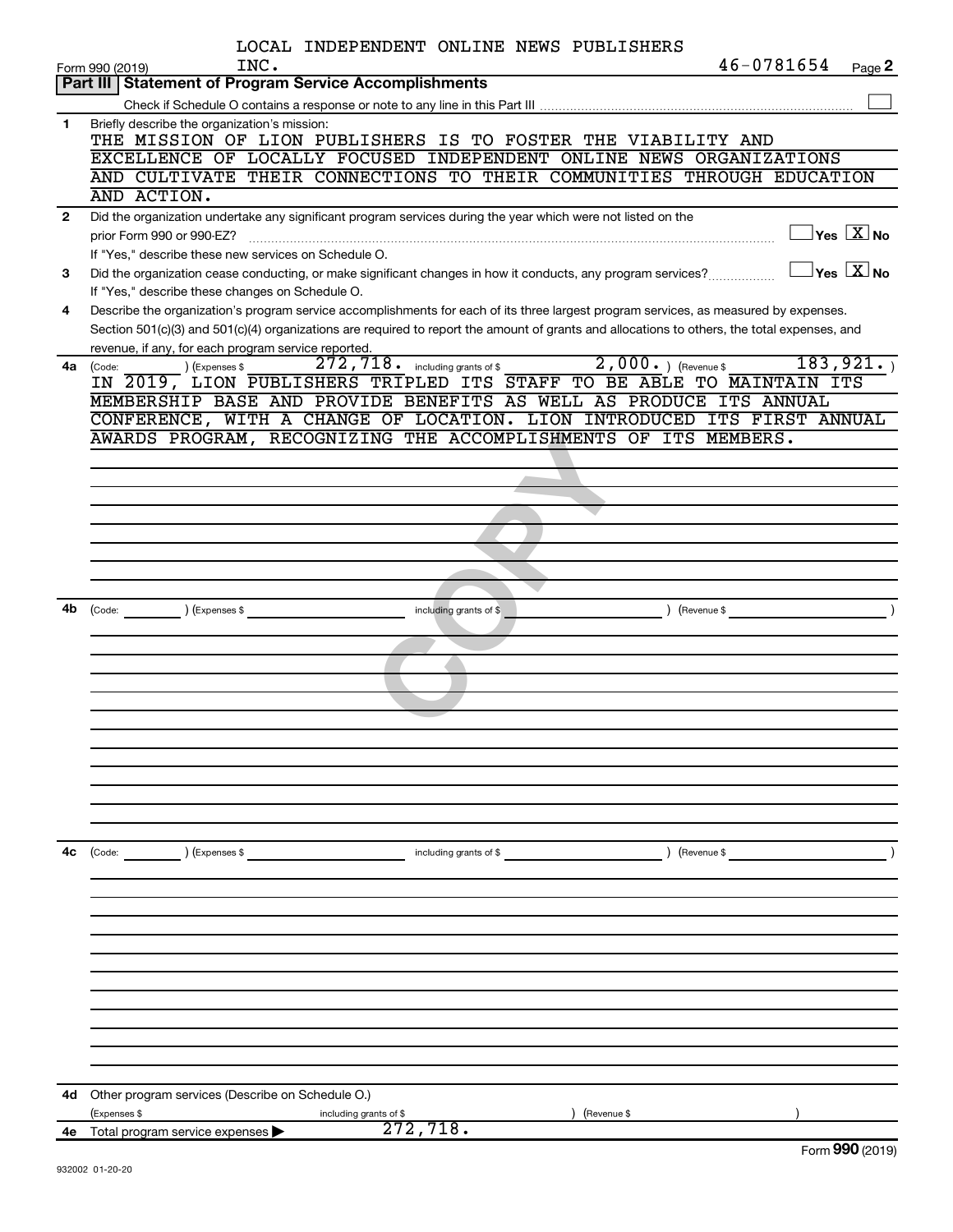LOCAL INDEPENDENT ONLINE NEWS PUBLISHERS INC.

Form 990 (2019) 46-0781654 Page 2

## Part III Statement of Program Service Accomplishments

Check if Schedule O contains a response or note to any line in this Part III ☐

**1** Briefly describe the organization's mission:

THE MISSION OF LION PUBLISHERS IS TO FOSTER THE VIABILITY AND EXCELLENCE OF LOCALLY FOCUSED INDEPENDENT ONLINE NEWS ORGANIZATIONS AND CULTIVATE THEIR CONNECTIONS TO THEIR COMMUNITIES THROUGH EDUCATION AND ACTION.

**2** Did the organization undertake any significant program services during the year which were not listed on the prior Form 990 or 990-EZ? ☐ Yes ☒ No

If "Yes," describe these new services on Schedule O.

**3** Did the organization cease conducting, or make significant changes in how it conducts, any program services? ☐ Yes ☒ No

If "Yes," describe these changes on Schedule O.

**4** Describe the organization's program service accomplishments for each of its three largest program services, as measured by expenses. Section 501(c)(3) and 501(c)(4) organizations are required to report the amount of grants and allocations to others, the total expenses, and revenue, if any, for each program service reported.

**4a** (Code: ) (Expenses $ 272,718. including grants of $ 2,000. ) (Revenue $ 183,921. )

IN 2019, LION PUBLISHERS TRIPLED ITS STAFF TO BE ABLE TO MAINTAIN ITS MEMBERSHIP BASE AND PROVIDE BENEFITS AS WELL AS PRODUCE ITS ANNUAL CONFERENCE, WITH A CHANGE OF LOCATION. LION INTRODUCED ITS FIRST ANNUAL AWARDS PROGRAM, RECOGNIZING THE ACCOMPLISHMENTS OF ITS MEMBERS.

**4b** (Code: ) (Expenses $ including grants of $ ) (Revenue $ )

**4c** (Code: ) (Expenses $ including grants of $ ) (Revenue $ )

**4d** Other program services (Describe on Schedule O.)

(Expenses $ including grants of $ ) (Revenue $ )

**4e** Total program service expenses ▶ 272,718.

Form 990 (2019)

932002 01-20-20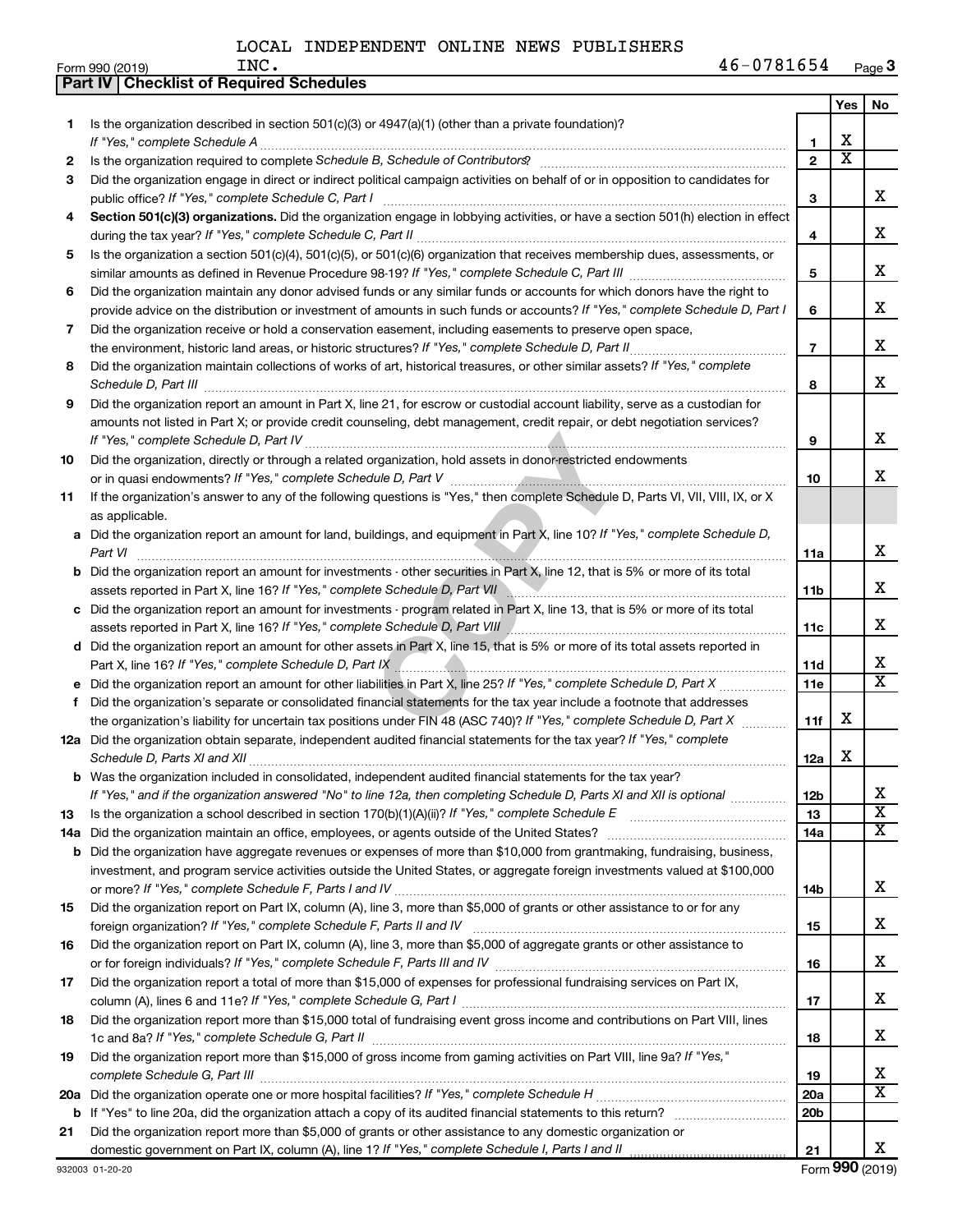LOCAL INDEPENDENT ONLINE NEWS PUBLISHERS INC. 46-0781654

Form 990 (2019)

## Part IV | Checklist of Required Schedules

| | | | Yes | No |
|---|---|---|---|---|
| 1 | Is the organization described in section 501(c)(3) or 4947(a)(1) (other than a private foundation)? If "Yes," complete Schedule A | 1 | X | |
| 2 | Is the organization required to complete Schedule B, Schedule of Contributors? | 2 | X | |
| 3 | Did the organization engage in direct or indirect political campaign activities on behalf of or in opposition to candidates for public office? If "Yes," complete Schedule C, Part I | 3 | | X |
| 4 | **Section 501(c)(3) organizations.** Did the organization engage in lobbying activities, or have a section 501(h) election in effect during the tax year? If "Yes," complete Schedule C, Part II | 4 | | X |
| 5 | Is the organization a section 501(c)(4), 501(c)(5), or 501(c)(6) organization that receives membership dues, assessments, or similar amounts as defined in Revenue Procedure 98-19? If "Yes," complete Schedule C, Part III | 5 | | X |
| 6 | Did the organization maintain any donor advised funds or any similar funds or accounts for which donors have the right to provide advice on the distribution or investment of amounts in such funds or accounts? If "Yes," complete Schedule D, Part I | 6 | | X |
| 7 | Did the organization receive or hold a conservation easement, including easements to preserve open space, the environment, historic land areas, or historic structures? If "Yes," complete Schedule D, Part II | 7 | | X |
| 8 | Did the organization maintain collections of works of art, historical treasures, or other similar assets? If "Yes," complete Schedule D, Part III | 8 | | X |
| 9 | Did the organization report an amount in Part X, line 21, for escrow or custodial account liability, serve as a custodian for amounts not listed in Part X; or provide credit counseling, debt management, credit repair, or debt negotiation services? If "Yes," complete Schedule D, Part IV | 9 | | X |
| 10 | Did the organization, directly or through a related organization, hold assets in donor-restricted endowments or in quasi endowments? If "Yes," complete Schedule D, Part V | 10 | | X |
| 11 | If the organization's answer to any of the following questions is "Yes," then complete Schedule D, Parts VI, VII, VIII, IX, or X as applicable. | | | |
| a | Did the organization report an amount for land, buildings, and equipment in Part X, line 10? If "Yes," complete Schedule D, Part VI | 11a | | X |
| b | Did the organization report an amount for investments - other securities in Part X, line 12, that is 5% or more of its total assets reported in Part X, line 16? If "Yes," complete Schedule D, Part VII | 11b | | X |
| c | Did the organization report an amount for investments - program related in Part X, line 13, that is 5% or more of its total assets reported in Part X, line 16? If "Yes," complete Schedule D, Part VIII | 11c | | X |
| d | Did the organization report an amount for other assets in Part X, line 15, that is 5% or more of its total assets reported in Part X, line 16? If "Yes," complete Schedule D, Part IX | 11d | | X |
| e | Did the organization report an amount for other liabilities in Part X, line 25? If "Yes," complete Schedule D, Part X | 11e | | X |
| f | Did the organization's separate or consolidated financial statements for the tax year include a footnote that addresses the organization's liability for uncertain tax positions under FIN 48 (ASC 740)? If "Yes," complete Schedule D, Part X | 11f | X | |
| 12a | Did the organization obtain separate, independent audited financial statements for the tax year? If "Yes," complete Schedule D, Parts XI and XII | 12a | X | |
| b | Was the organization included in consolidated, independent audited financial statements for the tax year? If "Yes," and if the organization answered "No" to line 12a, then completing Schedule D, Parts XI and XII is optional | 12b | | X |
| 13 | Is the organization a school described in section 170(b)(1)(A)(ii)? If "Yes," complete Schedule E | 13 | | X |
| 14a | Did the organization maintain an office, employees, or agents outside of the United States? | 14a | | X |
| b | Did the organization have aggregate revenues or expenses of more than $10,000 from grantmaking, fundraising, business, investment, and program service activities outside the United States, or aggregate foreign investments valued at $100,000 or more? If "Yes," complete Schedule F, Parts I and IV | 14b | | X |
| 15 | Did the organization report on Part IX, column (A), line 3, more than $5,000 of grants or other assistance to or for any foreign organization? If "Yes," complete Schedule F, Parts II and IV | 15 | | X |
| 16 | Did the organization report on Part IX, column (A), line 3, more than $5,000 of aggregate grants or other assistance to or for foreign individuals? If "Yes," complete Schedule F, Parts III and IV | 16 | | X |
| 17 | Did the organization report a total of more than $15,000 of expenses for professional fundraising services on Part IX, column (A), lines 6 and 11e? If "Yes," complete Schedule G, Part I | 17 | | X |
| 18 | Did the organization report more than $15,000 total of fundraising event gross income and contributions on Part VIII, lines 1c and 8a? If "Yes," complete Schedule G, Part II | 18 | | X |
| 19 | Did the organization report more than $15,000 of gross income from gaming activities on Part VIII, line 9a? If "Yes," complete Schedule G, Part III | 19 | | X |
| 20a | Did the organization operate one or more hospital facilities? If "Yes," complete Schedule H | 20a | | X |
| b | If "Yes" to line 20a, did the organization attach a copy of its audited financial statements to this return? | 20b | | |
| 21 | Did the organization report more than $5,000 of grants or other assistance to any domestic organization or domestic government on Part IX, column (A), line 1? If "Yes," complete Schedule I, Parts I and II | 21 | | X |

932003 01-20-20

Form **990** (2019)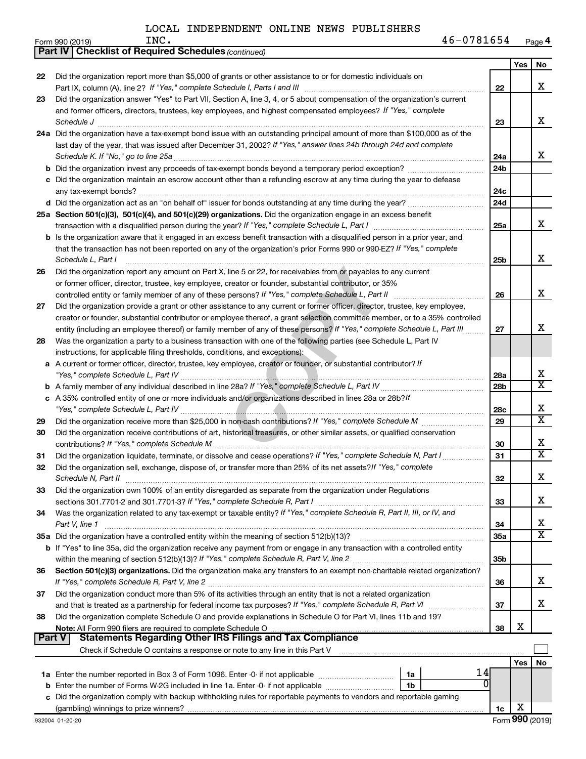LOCAL INDEPENDENT ONLINE NEWS PUBLISHERS INC. 46-0781654

Form 990 (2019) Page 4

**Part IV | Checklist of Required Schedules** *(continued)*

| | | | Yes | No |
|---|---|---|---|---|
| 22 | Did the organization report more than $5,000 of grants or other assistance to or for domestic individuals on Part IX, column (A), line 2? *If "Yes," complete Schedule I, Parts I and III* | 22 | | X |
| 23 | Did the organization answer "Yes" to Part VII, Section A, line 3, 4, or 5 about compensation of the organization's current and former officers, directors, trustees, key employees, and highest compensated employees? *If "Yes," complete Schedule J* | 23 | | X |
| 24a | Did the organization have a tax-exempt bond issue with an outstanding principal amount of more than $100,000 as of the last day of the year, that was issued after December 31, 2002? *If "Yes," answer lines 24b through 24d and complete Schedule K. If "No," go to line 25a* | 24a | | X |
| b | Did the organization invest any proceeds of tax-exempt bonds beyond a temporary period exception? | 24b | | |
| c | Did the organization maintain an escrow account other than a refunding escrow at any time during the year to defease any tax-exempt bonds? | 24c | | |
| d | Did the organization act as an "on behalf of" issuer for bonds outstanding at any time during the year? | 24d | | |
| 25a | **Section 501(c)(3), 501(c)(4), and 501(c)(29) organizations.** Did the organization engage in an excess benefit transaction with a disqualified person during the year? *If "Yes," complete Schedule L, Part I* | 25a | | X |
| b | Is the organization aware that it engaged in an excess benefit transaction with a disqualified person in a prior year, and that the transaction has not been reported on any of the organization's prior Forms 990 or 990-EZ? *If "Yes," complete Schedule L, Part I* | 25b | | X |
| 26 | Did the organization report any amount on Part X, line 5 or 22, for receivables from or payables to any current or former officer, director, trustee, key employee, creator or founder, substantial contributor, or 35% controlled entity or family member of any of these persons? *If "Yes," complete Schedule L, Part II* | 26 | | X |
| 27 | Did the organization provide a grant or other assistance to any current or former officer, director, trustee, key employee, creator or founder, substantial contributor or employee thereof, a grant selection committee member, or to a 35% controlled entity (including an employee thereof) or family member of any of these persons? *If "Yes," complete Schedule L, Part III* | 27 | | X |
| 28 | Was the organization a party to a business transaction with one of the following parties (see Schedule L, Part IV instructions, for applicable filing thresholds, conditions, and exceptions): | | | |
| a | A current or former officer, director, trustee, key employee, creator or founder, or substantial contributor? *If "Yes," complete Schedule L, Part IV* | 28a | | X |
| b | A family member of any individual described in line 28a? *If "Yes," complete Schedule L, Part IV* | 28b | | X |
| c | A 35% controlled entity of one or more individuals and/or organizations described in lines 28a or 28b? *If "Yes," complete Schedule L, Part IV* | 28c | | X |
| 29 | Did the organization receive more than $25,000 in non-cash contributions? *If "Yes," complete Schedule M* | 29 | | X |
| 30 | Did the organization receive contributions of art, historical treasures, or other similar assets, or qualified conservation contributions? *If "Yes," complete Schedule M* | 30 | | X |
| 31 | Did the organization liquidate, terminate, or dissolve and cease operations? *If "Yes," complete Schedule N, Part I* | 31 | | X |
| 32 | Did the organization sell, exchange, dispose of, or transfer more than 25% of its net assets? *If "Yes," complete Schedule N, Part II* | 32 | | X |
| 33 | Did the organization own 100% of an entity disregarded as separate from the organization under Regulations sections 301.7701-2 and 301.7701-3? *If "Yes," complete Schedule R, Part I* | 33 | | X |
| 34 | Was the organization related to any tax-exempt or taxable entity? *If "Yes," complete Schedule R, Part II, III, or IV, and Part V, line 1* | 34 | | X |
| 35a | Did the organization have a controlled entity within the meaning of section 512(b)(13)? | 35a | | X |
| b | If "Yes" to line 35a, did the organization receive any payment from or engage in any transaction with a controlled entity within the meaning of section 512(b)(13)? *If "Yes," complete Schedule R, Part V, line 2* | 35b | | |
| 36 | **Section 501(c)(3) organizations.** Did the organization make any transfers to an exempt non-charitable related organization? *If "Yes," complete Schedule R, Part V, line 2* | 36 | | X |
| 37 | Did the organization conduct more than 5% of its activities through an entity that is not a related organization and that is treated as a partnership for federal income tax purposes? *If "Yes," complete Schedule R, Part VI* | 37 | | X |
| 38 | Did the organization complete Schedule O and provide explanations in Schedule O for Part VI, lines 11b and 19? **Note:** All Form 990 filers are required to complete Schedule O | 38 | X | |

**Part V | Statements Regarding Other IRS Filings and Tax Compliance**

Check if Schedule O contains a response or note to any line in this Part V ☐

| | | | | | Yes | No |
|---|---|---|---|---|---|---|
| 1a | Enter the number reported in Box 3 of Form 1096. Enter -0- if not applicable | 1a | 14 | | | |
| b | Enter the number of Forms W-2G included in line 1a. Enter -0- if not applicable | 1b | 0 | | | |
| c | Did the organization comply with backup withholding rules for reportable payments to vendors and reportable gaming (gambling) winnings to prize winners? | | | 1c | X | |

932004 01-20-20 Form **990** (2019)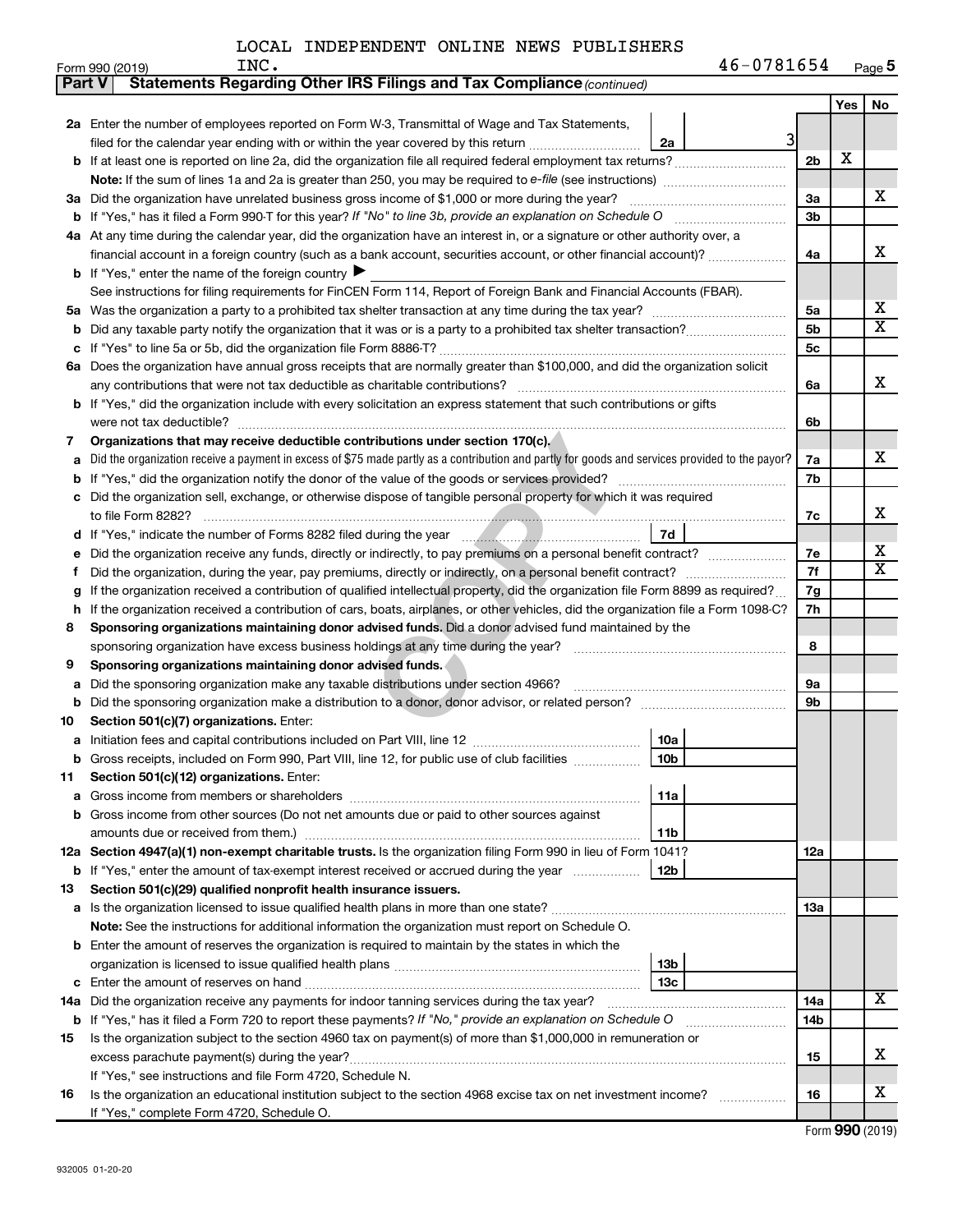LOCAL INDEPENDENT ONLINE NEWS PUBLISHERS INC. 46-0781654

Form 990 (2019)

## Part V Statements Regarding Other IRS Filings and Tax Compliance *(continued)*

| Line | Description | Ref | Amount | Line | Yes | No |
|---|---|---|---|---|---|---|
| 2a | Enter the number of employees reported on Form W-3, Transmittal of Wage and Tax Statements, filed for the calendar year ending with or within the year covered by this return | 2a | 3 | | | |
| b | If at least one is reported on line 2a, did the organization file all required federal employment tax returns? | | | 2b | X | |
| | Note: If the sum of lines 1a and 2a is greater than 250, you may be required to e-file (see instructions) | | | | | |
| 3a | Did the organization have unrelated business gross income of $1,000 or more during the year? | | | 3a | | X |
| b | If "Yes," has it filed a Form 990-T for this year? *If "No" to line 3b, provide an explanation on Schedule O* | | | 3b | | |
| 4a | At any time during the calendar year, did the organization have an interest in, or a signature or other authority over, a financial account in a foreign country (such as a bank account, securities account, or other financial account)? | | | 4a | | X |
| b | If "Yes," enter the name of the foreign country ▶ | | | | | |
| | See instructions for filing requirements for FinCEN Form 114, Report of Foreign Bank and Financial Accounts (FBAR). | | | | | |
| 5a | Was the organization a party to a prohibited tax shelter transaction at any time during the tax year? | | | 5a | | X |
| b | Did any taxable party notify the organization that it was or is a party to a prohibited tax shelter transaction? | | | 5b | | X |
| c | If "Yes" to line 5a or 5b, did the organization file Form 8886-T? | | | 5c | | |
| 6a | Does the organization have annual gross receipts that are normally greater than $100,000, and did the organization solicit any contributions that were not tax deductible as charitable contributions? | | | 6a | | X |
| b | If "Yes," did the organization include with every solicitation an express statement that such contributions or gifts were not tax deductible? | | | 6b | | |
| 7 | **Organizations that may receive deductible contributions under section 170(c).** | | | | | |
| a | Did the organization receive a payment in excess of $75 made partly as a contribution and partly for goods and services provided to the payor? | | | 7a | | X |
| b | If "Yes," did the organization notify the donor of the value of the goods or services provided? | | | 7b | | |
| c | Did the organization sell, exchange, or otherwise dispose of tangible personal property for which it was required to file Form 8282? | | | 7c | | X |
| d | If "Yes," indicate the number of Forms 8282 filed during the year | 7d | | | | |
| e | Did the organization receive any funds, directly or indirectly, to pay premiums on a personal benefit contract? | | | 7e | | X |
| f | Did the organization, during the year, pay premiums, directly or indirectly, on a personal benefit contract? | | | 7f | | X |
| g | If the organization received a contribution of qualified intellectual property, did the organization file Form 8899 as required? | | | 7g | | |
| h | If the organization received a contribution of cars, boats, airplanes, or other vehicles, did the organization file a Form 1098-C? | | | 7h | | |
| 8 | **Sponsoring organizations maintaining donor advised funds.** Did a donor advised fund maintained by the sponsoring organization have excess business holdings at any time during the year? | | | 8 | | |
| 9 | **Sponsoring organizations maintaining donor advised funds.** | | | | | |
| a | Did the sponsoring organization make any taxable distributions under section 4966? | | | 9a | | |
| b | Did the sponsoring organization make a distribution to a donor, donor advisor, or related person? | | | 9b | | |
| 10 | **Section 501(c)(7) organizations.** Enter: | | | | | |
| a | Initiation fees and capital contributions included on Part VIII, line 12 | 10a | | | | |
| b | Gross receipts, included on Form 990, Part VIII, line 12, for public use of club facilities | 10b | | | | |
| 11 | **Section 501(c)(12) organizations.** Enter: | | | | | |
| a | Gross income from members or shareholders | 11a | | | | |
| b | Gross income from other sources (Do not net amounts due or paid to other sources against amounts due or received from them.) | 11b | | | | |
| 12a | **Section 4947(a)(1) non-exempt charitable trusts.** Is the organization filing Form 990 in lieu of Form 1041? | | | 12a | | |
| b | If "Yes," enter the amount of tax-exempt interest received or accrued during the year | 12b | | | | |
| 13 | **Section 501(c)(29) qualified nonprofit health insurance issuers.** | | | | | |
| a | Is the organization licensed to issue qualified health plans in more than one state? | | | 13a | | |
| | **Note:** See the instructions for additional information the organization must report on Schedule O. | | | | | |
| b | Enter the amount of reserves the organization is required to maintain by the states in which the organization is licensed to issue qualified health plans | 13b | | | | |
| c | Enter the amount of reserves on hand | 13c | | | | |
| 14a | Did the organization receive any payments for indoor tanning services during the tax year? | | | 14a | | X |
| b | If "Yes," has it filed a Form 720 to report these payments? *If "No," provide an explanation on Schedule O* | | | 14b | | |
| 15 | Is the organization subject to the section 4960 tax on payment(s) of more than $1,000,000 in remuneration or excess parachute payment(s) during the year? | | | 15 | | X |
| | If "Yes," see instructions and file Form 4720, Schedule N. | | | | | |
| 16 | Is the organization an educational institution subject to the section 4968 excise tax on net investment income? | | | 16 | | X |
| | If "Yes," complete Form 4720, Schedule O. | | | | | |

Form **990** (2019)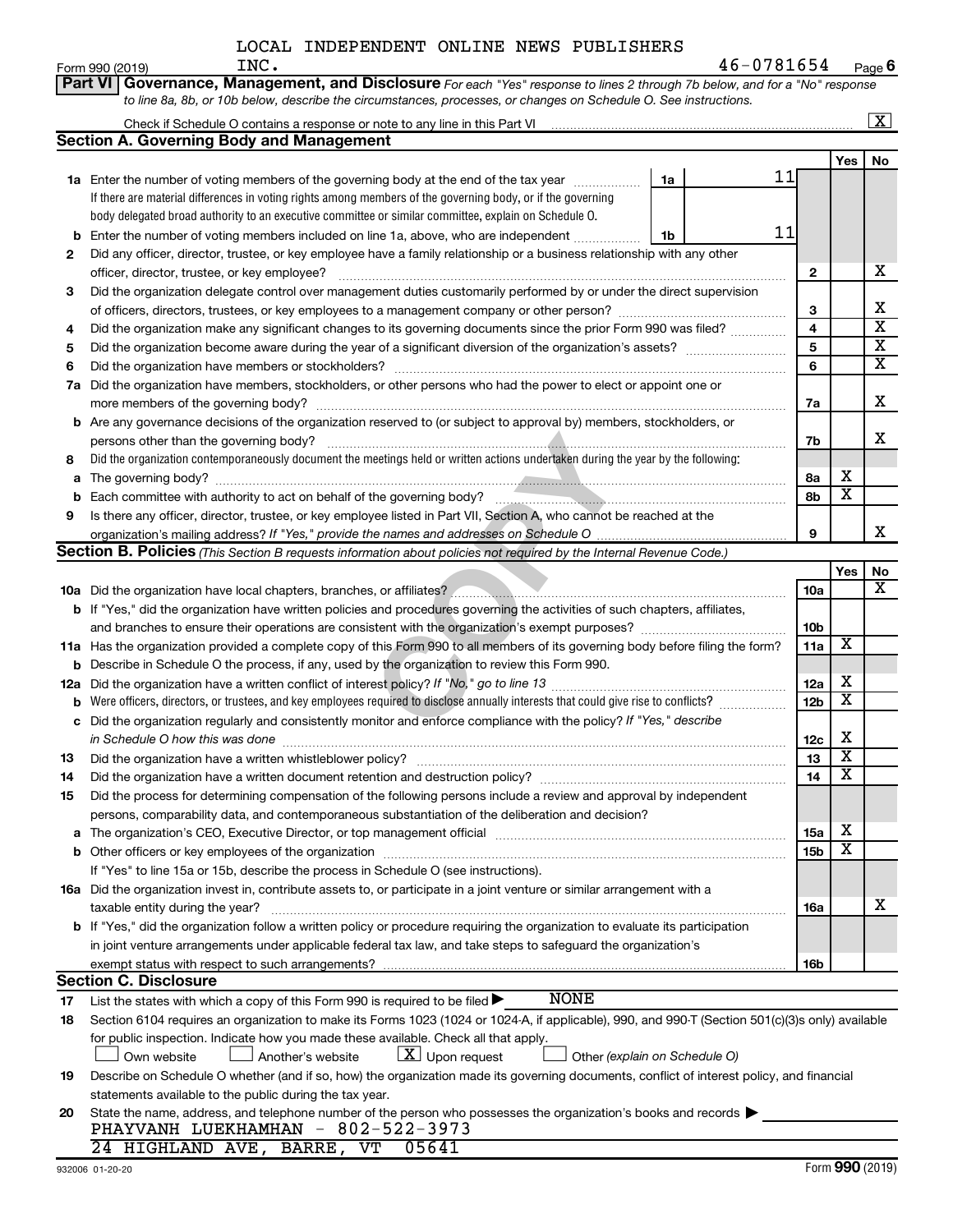LOCAL INDEPENDENT ONLINE NEWS PUBLISHERS INC. 46-0781654

Form 990 (2019) Page 6

## Part VI Governance, Management, and Disclosure

*For each "Yes" response to lines 2 through 7b below, and for a "No" response to line 8a, 8b, or 10b below, describe the circumstances, processes, or changes on Schedule O. See instructions.*

Check if Schedule O contains a response or note to any line in this Part VI [X]

### Section A. Governing Body and Management

| | | | | Yes | No |
|---|---|---|---|---|---|
| 1a | Enter the number of voting members of the governing body at the end of the tax year. If there are material differences in voting rights among members of the governing body, or if the governing body delegated broad authority to an executive committee or similar committee, explain on Schedule O. | 1a: 11 | | | |
| b | Enter the number of voting members included on line 1a, above, who are independent | 1b: 11 | | | |
| 2 | Did any officer, director, trustee, or key employee have a family relationship or a business relationship with any other officer, director, trustee, or key employee? | | 2 | | X |
| 3 | Did the organization delegate control over management duties customarily performed by or under the direct supervision of officers, directors, trustees, or key employees to a management company or other person? | | 3 | | X |
| 4 | Did the organization make any significant changes to its governing documents since the prior Form 990 was filed? | | 4 | | X |
| 5 | Did the organization become aware during the year of a significant diversion of the organization's assets? | | 5 | | X |
| 6 | Did the organization have members or stockholders? | | 6 | | X |
| 7a | Did the organization have members, stockholders, or other persons who had the power to elect or appoint one or more members of the governing body? | | 7a | | X |
| b | Are any governance decisions of the organization reserved to (or subject to approval by) members, stockholders, or persons other than the governing body? | | 7b | | X |
| 8 | Did the organization contemporaneously document the meetings held or written actions undertaken during the year by the following: | | | | |
| a | The governing body? | | 8a | X | |
| b | Each committee with authority to act on behalf of the governing body? | | 8b | X | |
| 9 | Is there any officer, director, trustee, or key employee listed in Part VII, Section A, who cannot be reached at the organization's mailing address? *If "Yes," provide the names and addresses on Schedule O* | | 9 | | X |

### Section B. Policies *(This Section B requests information about policies not required by the Internal Revenue Code.)*

| | | | Yes | No |
|---|---|---|---|---|
| 10a | Did the organization have local chapters, branches, or affiliates? | 10a | | X |
| b | If "Yes," did the organization have written policies and procedures governing the activities of such chapters, affiliates, and branches to ensure their operations are consistent with the organization's exempt purposes? | 10b | | |
| 11a | Has the organization provided a complete copy of this Form 990 to all members of its governing body before filing the form? | 11a | X | |
| b | Describe in Schedule O the process, if any, used by the organization to review this Form 990. | | | |
| 12a | Did the organization have a written conflict of interest policy? *If "No," go to line 13* | 12a | X | |
| b | Were officers, directors, or trustees, and key employees required to disclose annually interests that could give rise to conflicts? | 12b | X | |
| c | Did the organization regularly and consistently monitor and enforce compliance with the policy? *If "Yes," describe in Schedule O how this was done* | 12c | X | |
| 13 | Did the organization have a written whistleblower policy? | 13 | X | |
| 14 | Did the organization have a written document retention and destruction policy? | 14 | X | |
| 15 | Did the process for determining compensation of the following persons include a review and approval by independent persons, comparability data, and contemporaneous substantiation of the deliberation and decision? | | | |
| a | The organization's CEO, Executive Director, or top management official | 15a | X | |
| b | Other officers or key employees of the organization | 15b | X | |
| | If "Yes" to line 15a or 15b, describe the process in Schedule O (see instructions). | | | |
| 16a | Did the organization invest in, contribute assets to, or participate in a joint venture or similar arrangement with a taxable entity during the year? | 16a | | X |
| b | If "Yes," did the organization follow a written policy or procedure requiring the organization to evaluate its participation in joint venture arrangements under applicable federal tax law, and take steps to safeguard the organization's exempt status with respect to such arrangements? | 16b | | |

### Section C. Disclosure

17 List the states with which a copy of this Form 990 is required to be filed ▶ NONE

18 Section 6104 requires an organization to make its Forms 1023 (1024 or 1024-A, if applicable), 990, and 990-T (Section 501(c)(3)s only) available for public inspection. Indicate how you made these available. Check all that apply.

[ ] Own website [ ] Another's website [X] Upon request [ ] Other *(explain on Schedule O)*

19 Describe on Schedule O whether (and if so, how) the organization made its governing documents, conflict of interest policy, and financial statements available to the public during the tax year.

20 State the name, address, and telephone number of the person who possesses the organization's books and records ▶

PHAYVANH LUEKHAMHAN - 802-522-3973
24 HIGHLAND AVE, BARRE, VT 05641

932006 01-20-20 Form 990 (2019)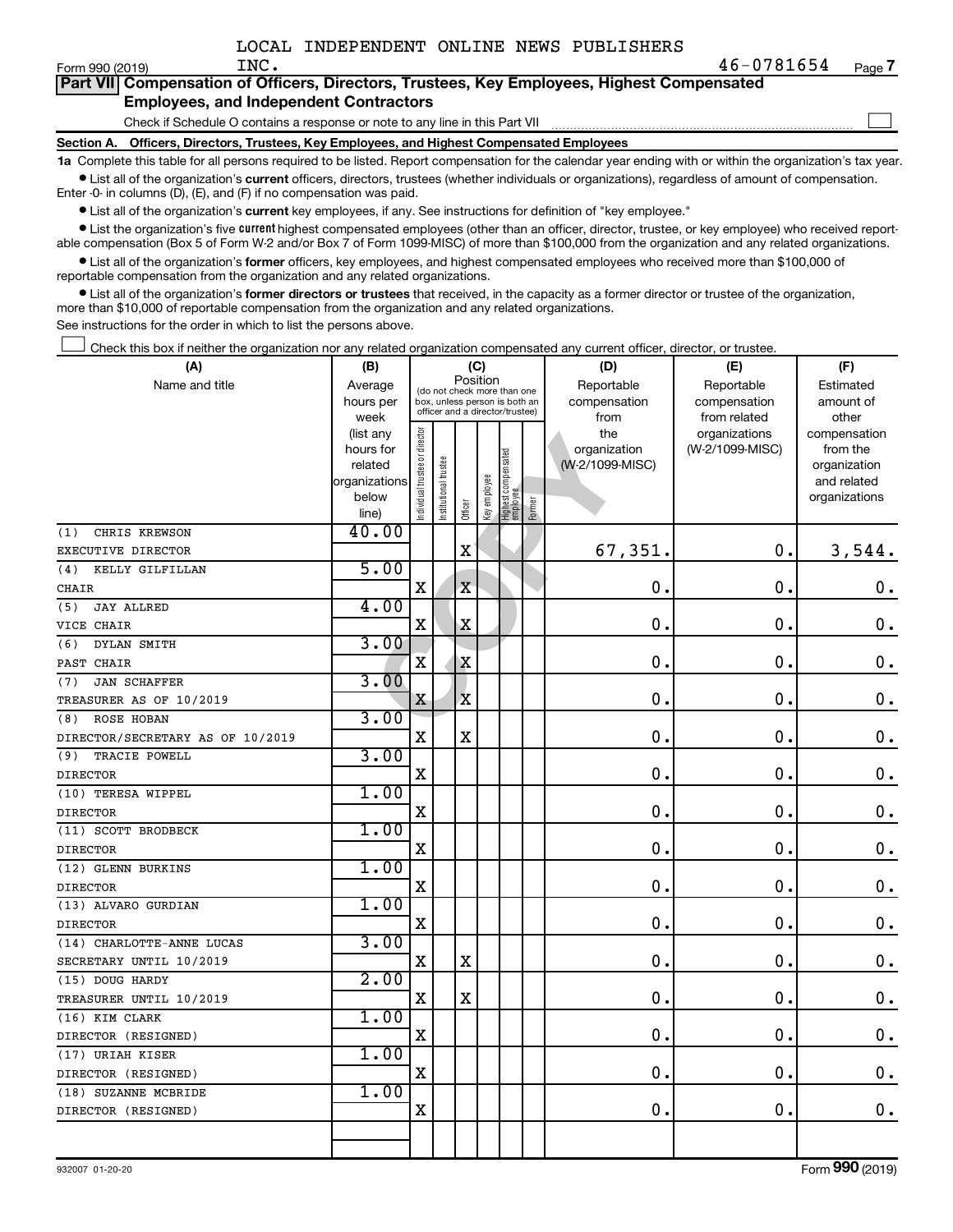LOCAL INDEPENDENT ONLINE NEWS PUBLISHERS INC. 46-0781654

Form 990 (2019)

## Part VII Compensation of Officers, Directors, Trustees, Key Employees, Highest Compensated Employees, and Independent Contractors

Check if Schedule O contains a response or note to any line in this Part VII ☐

### Section A. Officers, Directors, Trustees, Key Employees, and Highest Compensated Employees

**1a** Complete this table for all persons required to be listed. Report compensation for the calendar year ending with or within the organization's tax year.

- List all of the organization's **current** officers, directors, trustees (whether individuals or organizations), regardless of amount of compensation. Enter -0- in columns (D), (E), and (F) if no compensation was paid.
- List all of the organization's **current** key employees, if any. See instructions for definition of "key employee."
- List the organization's five **current** highest compensated employees (other than an officer, director, trustee, or key employee) who received reportable compensation (Box 5 of Form W-2 and/or Box 7 of Form 1099-MISC) of more than $100,000 from the organization and any related organizations.
- List all of the organization's **former** officers, key employees, and highest compensated employees who received more than $100,000 of reportable compensation from the organization and any related organizations.
- List all of the organization's **former directors or trustees** that received, in the capacity as a former director or trustee of the organization, more than $10,000 of reportable compensation from the organization and any related organizations.

See instructions for the order in which to list the persons above.

☐ Check this box if neither the organization nor any related organization compensated any current officer, director, or trustee.

| (A) Name and title | (B) Average hours per week (list any hours for related organizations below line) | (C) Position: Individual trustee or director | Institutional trustee | Officer | Key employee | Highest compensated employee | Former | (D) Reportable compensation from the organization (W-2/1099-MISC) | (E) Reportable compensation from related organizations (W-2/1099-MISC) | (F) Estimated amount of other compensation from the organization and related organizations |
|---|---|---|---|---|---|---|---|---|---|---|
| (1) CHRIS KREWSON<br>EXECUTIVE DIRECTOR | 40.00 | | | X | | | | 67,351. | 0. | 3,544. |
| (4) KELLY GILFILLAN<br>CHAIR | 5.00 | X | | X | | | | 0. | 0. | 0. |
| (5) JAY ALLRED<br>VICE CHAIR | 4.00 | X | | X | | | | 0. | 0. | 0. |
| (6) DYLAN SMITH<br>PAST CHAIR | 3.00 | X | | X | | | | 0. | 0. | 0. |
| (7) JAN SCHAFFER<br>TREASURER AS OF 10/2019 | 3.00 | X | | X | | | | 0. | 0. | 0. |
| (8) ROSE HOBAN<br>DIRECTOR/SECRETARY AS OF 10/2019 | 3.00 | X | | X | | | | 0. | 0. | 0. |
| (9) TRACIE POWELL<br>DIRECTOR | 3.00 | X | | | | | | 0. | 0. | 0. |
| (10) TERESA WIPPEL<br>DIRECTOR | 1.00 | X | | | | | | 0. | 0. | 0. |
| (11) SCOTT BRODBECK<br>DIRECTOR | 1.00 | X | | | | | | 0. | 0. | 0. |
| (12) GLENN BURKINS<br>DIRECTOR | 1.00 | X | | | | | | 0. | 0. | 0. |
| (13) ALVARO GURDIAN<br>DIRECTOR | 1.00 | X | | | | | | 0. | 0. | 0. |
| (14) CHARLOTTE-ANNE LUCAS<br>SECRETARY UNTIL 10/2019 | 3.00 | X | | X | | | | 0. | 0. | 0. |
| (15) DOUG HARDY<br>TREASURER UNTIL 10/2019 | 2.00 | X | | X | | | | 0. | 0. | 0. |
| (16) KIM CLARK<br>DIRECTOR (RESIGNED) | 1.00 | X | | | | | | 0. | 0. | 0. |
| (17) URIAH KISER<br>DIRECTOR (RESIGNED) | 1.00 | X | | | | | | 0. | 0. | 0. |
| (18) SUZANNE MCBRIDE<br>DIRECTOR (RESIGNED) | 1.00 | X | | | | | | 0. | 0. | 0. |

932007 01-20-20 Form **990** (2019)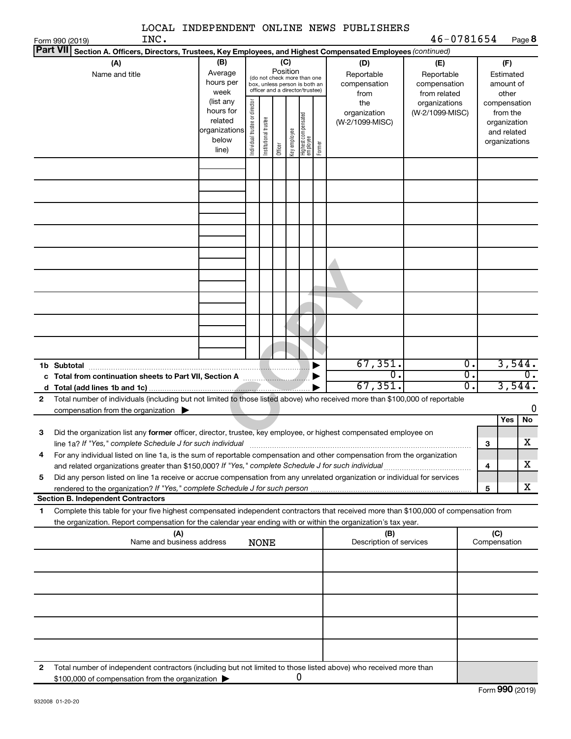LOCAL INDEPENDENT ONLINE NEWS PUBLISHERS INC. 46-0781654

Form 990 (2019)

**Part VII Section A. Officers, Directors, Trustees, Key Employees, and Highest Compensated Employees** *(continued)*

| (A) Name and title | (B) Average hours per week (list any hours for related organizations below line) | (C) Position (do not check more than one box, unless person is both an officer and a director/trustee): Individual trustee or director | Institutional trustee | Officer | Key employee | Highest compensated employee | Former | (D) Reportable compensation from the organization (W-2/1099-MISC) | (E) Reportable compensation from related organizations (W-2/1099-MISC) | (F) Estimated amount of other compensation from the organization and related organizations |
|---|---|---|---|---|---|---|---|---|---|---|
| | | | | | | | | | | |
| | | | | | | | | | | |
| | | | | | | | | | | |
| | | | | | | | | | | |
| | | | | | | | | | | |
| | | | | | | | | | | |
| | | | | | | | | | | |
| | | | | | | | | | | |
| | | | | | | | | | | |
| **1b Subtotal** | | | | | | | | 67,351. | 0. | 3,544. |
| **c Total from continuation sheets to Part VII, Section A** | | | | | | | | 0. | 0. | 0. |
| **d Total (add lines 1b and 1c)** | | | | | | | | 67,351. | 0. | 3,544. |

**2** Total number of individuals (including but not limited to those listed above) who received more than $100,000 of reportable compensation from the organization ▶ 0

| | | | Yes | No |
|---|---|---|---|---|
| **3** | Did the organization list any **former** officer, director, trustee, key employee, or highest compensated employee on line 1a? *If "Yes," complete Schedule J for such individual* | 3 | | X |
| **4** | For any individual listed on line 1a, is the sum of reportable compensation and other compensation from the organization and related organizations greater than $150,000? *If "Yes," complete Schedule J for such individual* | 4 | | X |
| **5** | Did any person listed on line 1a receive or accrue compensation from any unrelated organization or individual for services rendered to the organization? *If "Yes," complete Schedule J for such person* | 5 | | X |

**Section B. Independent Contractors**

**1** Complete this table for your five highest compensated independent contractors that received more than $100,000 of compensation from the organization. Report compensation for the calendar year ending with or within the organization's tax year.

| (A) Name and business address | (B) Description of services | (C) Compensation |
|---|---|---|
| NONE | | |
| | | |
| | | |
| | | |
| | | |
| | | |

**2** Total number of independent contractors (including but not limited to those listed above) who received more than $100,000 of compensation from the organization ▶ 0

Form **990** (2019)

932008 01-20-20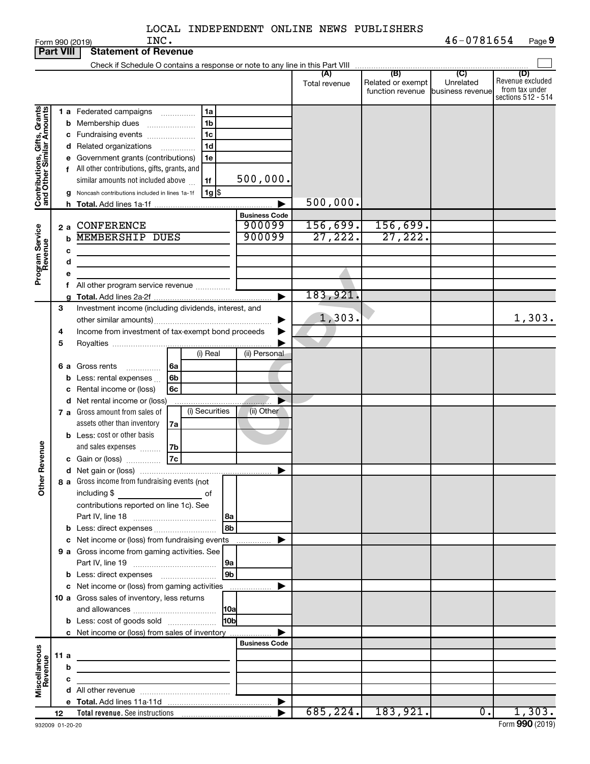LOCAL INDEPENDENT ONLINE NEWS PUBLISHERS INC.

Form 990 (2019) 46-0781654 Page 9

**Part VIII Statement of Revenue**

Check if Schedule O contains a response or note to any line in this Part VIII

| | | | (A) Total revenue | (B) Related or exempt function revenue | (C) Unrelated business revenue | (D) Revenue excluded from tax under sections 512 - 514 |
|---|---|---|---|---|---|---|
| **Contributions, Gifts, Grants and Other Similar Amounts** | 1 a Federated campaigns | 1a | | | | |
| | b Membership dues | 1b | | | | |
| | c Fundraising events | 1c | | | | |
| | d Related organizations | 1d | | | | |
| | e Government grants (contributions) | 1e | | | | |
| | f All other contributions, gifts, grants, and similar amounts not included above | 1f 500,000. | | | | |
| | g Noncash contributions included in lines 1a-1f | 1g $ | | | | |
| | h Total. Add lines 1a-1f | | 500,000. | | | |
| **Program Service Revenue** | | Business Code | | | | |
| | 2 a CONFERENCE | 900099 | 156,699. | 156,699. | | |
| | b MEMBERSHIP DUES | 900099 | 27,222. | 27,222. | | |
| | c | | | | | |
| | d | | | | | |
| | e | | | | | |
| | f All other program service revenue | | | | | |
| | g Total. Add lines 2a-2f | | 183,921. | | | |
| **Other Revenue** | 3 Investment income (including dividends, interest, and other similar amounts) | | 1,303. | | | 1,303. |
| | 4 Income from investment of tax-exempt bond proceeds | | | | | |
| | 5 Royalties | | | | | |
| | 6 a Gross rents — 6a (i) Real / (ii) Personal | | | | | |
| | b Less: rental expenses — 6b | | | | | |
| | c Rental income or (loss) — 6c | | | | | |
| | d Net rental income or (loss) | | | | | |
| | 7 a Gross amount from sales of assets other than inventory — 7a (i) Securities / (ii) Other | | | | | |
| | b Less: cost or other basis and sales expenses — 7b | | | | | |
| | c Gain or (loss) — 7c | | | | | |
| | d Net gain or (loss) | | | | | |
| | 8 a Gross income from fundraising events (not including $ of contributions reported on line 1c). See Part IV, line 18 | 8a | | | | |
| | b Less: direct expenses | 8b | | | | |
| | c Net income or (loss) from fundraising events | | | | | |
| | 9 a Gross income from gaming activities. See Part IV, line 19 | 9a | | | | |
| | b Less: direct expenses | 9b | | | | |
| | c Net income or (loss) from gaming activities | | | | | |
| | 10 a Gross sales of inventory, less returns and allowances | 10a | | | | |
| | b Less: cost of goods sold | 10b | | | | |
| | c Net income or (loss) from sales of inventory | | | | | |
| **Miscellaneous Revenue** | | Business Code | | | | |
| | 11 a | | | | | |
| | b | | | | | |
| | c | | | | | |
| | d All other revenue | | | | | |
| | e Total. Add lines 11a-11d | | | | | |
| | 12 Total revenue. See instructions | | 685,224. | 183,921. | 0. | 1,303. |

932009 01-20-20 Form 990 (2019)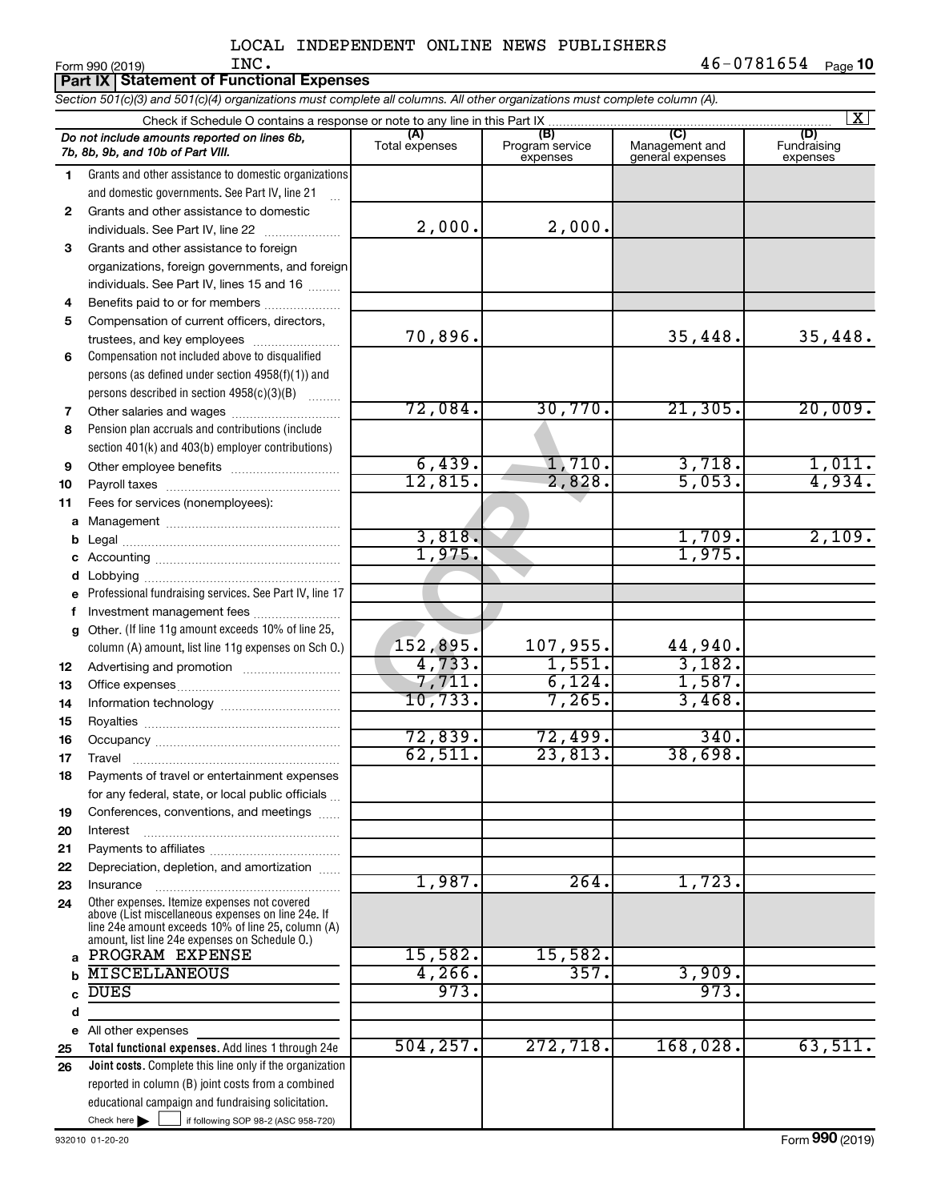LOCAL INDEPENDENT ONLINE NEWS PUBLISHERS INC. 46-0781654

Form 990 (2019)

## Part IX Statement of Functional Expenses

*Section 501(c)(3) and 501(c)(4) organizations must complete all columns. All other organizations must complete column (A).*

Check if Schedule O contains a response or note to any line in this Part IX [X]

| | *Do not include amounts reported on lines 6b, 7b, 8b, 9b, and 10b of Part VIII.* | (A) Total expenses | (B) Program service expenses | (C) Management and general expenses | (D) Fundraising expenses |
|---|---|---|---|---|---|
| 1 | Grants and other assistance to domestic organizations and domestic governments. See Part IV, line 21 | | | | |
| 2 | Grants and other assistance to domestic individuals. See Part IV, line 22 | 2,000. | 2,000. | | |
| 3 | Grants and other assistance to foreign organizations, foreign governments, and foreign individuals. See Part IV, lines 15 and 16 | | | | |
| 4 | Benefits paid to or for members | | | | |
| 5 | Compensation of current officers, directors, trustees, and key employees | 70,896. | | 35,448. | 35,448. |
| 6 | Compensation not included above to disqualified persons (as defined under section 4958(f)(1)) and persons described in section 4958(c)(3)(B) | | | | |
| 7 | Other salaries and wages | 72,084. | 30,770. | 21,305. | 20,009. |
| 8 | Pension plan accruals and contributions (include section 401(k) and 403(b) employer contributions) | | | | |
| 9 | Other employee benefits | 6,439. | 1,710. | 3,718. | 1,011. |
| 10 | Payroll taxes | 12,815. | 2,828. | 5,053. | 4,934. |
| 11 | Fees for services (nonemployees): | | | | |
| a | Management | | | | |
| b | Legal | 3,818. | | 1,709. | 2,109. |
| c | Accounting | 1,975. | | 1,975. | |
| d | Lobbying | | | | |
| e | Professional fundraising services. See Part IV, line 17 | | | | |
| f | Investment management fees | | | | |
| g | Other. (If line 11g amount exceeds 10% of line 25, column (A) amount, list line 11g expenses on Sch O.) | 152,895. | 107,955. | 44,940. | |
| 12 | Advertising and promotion | 4,733. | 1,551. | 3,182. | |
| 13 | Office expenses | 7,711. | 6,124. | 1,587. | |
| 14 | Information technology | 10,733. | 7,265. | 3,468. | |
| 15 | Royalties | | | | |
| 16 | Occupancy | 72,839. | 72,499. | 340. | |
| 17 | Travel | 62,511. | 23,813. | 38,698. | |
| 18 | Payments of travel or entertainment expenses for any federal, state, or local public officials | | | | |
| 19 | Conferences, conventions, and meetings | | | | |
| 20 | Interest | | | | |
| 21 | Payments to affiliates | | | | |
| 22 | Depreciation, depletion, and amortization | | | | |
| 23 | Insurance | 1,987. | 264. | 1,723. | |
| 24 | Other expenses. Itemize expenses not covered above (List miscellaneous expenses on line 24e. If line 24e amount exceeds 10% of line 25, column (A) amount, list line 24e expenses on Schedule O.) | | | | |
| a | PROGRAM EXPENSE | 15,582. | 15,582. | | |
| b | MISCELLANEOUS | 4,266. | 357. | 3,909. | |
| c | DUES | 973. | | 973. | |
| d | | | | | |
| e | All other expenses | | | | |
| 25 | **Total functional expenses.** Add lines 1 through 24e | 504,257. | 272,718. | 168,028. | 63,511. |
| 26 | **Joint costs.** Complete this line only if the organization reported in column (B) joint costs from a combined educational campaign and fundraising solicitation. Check here [ ] if following SOP 98-2 (ASC 958-720) | | | | |

932010 01-20-20

Form **990** (2019)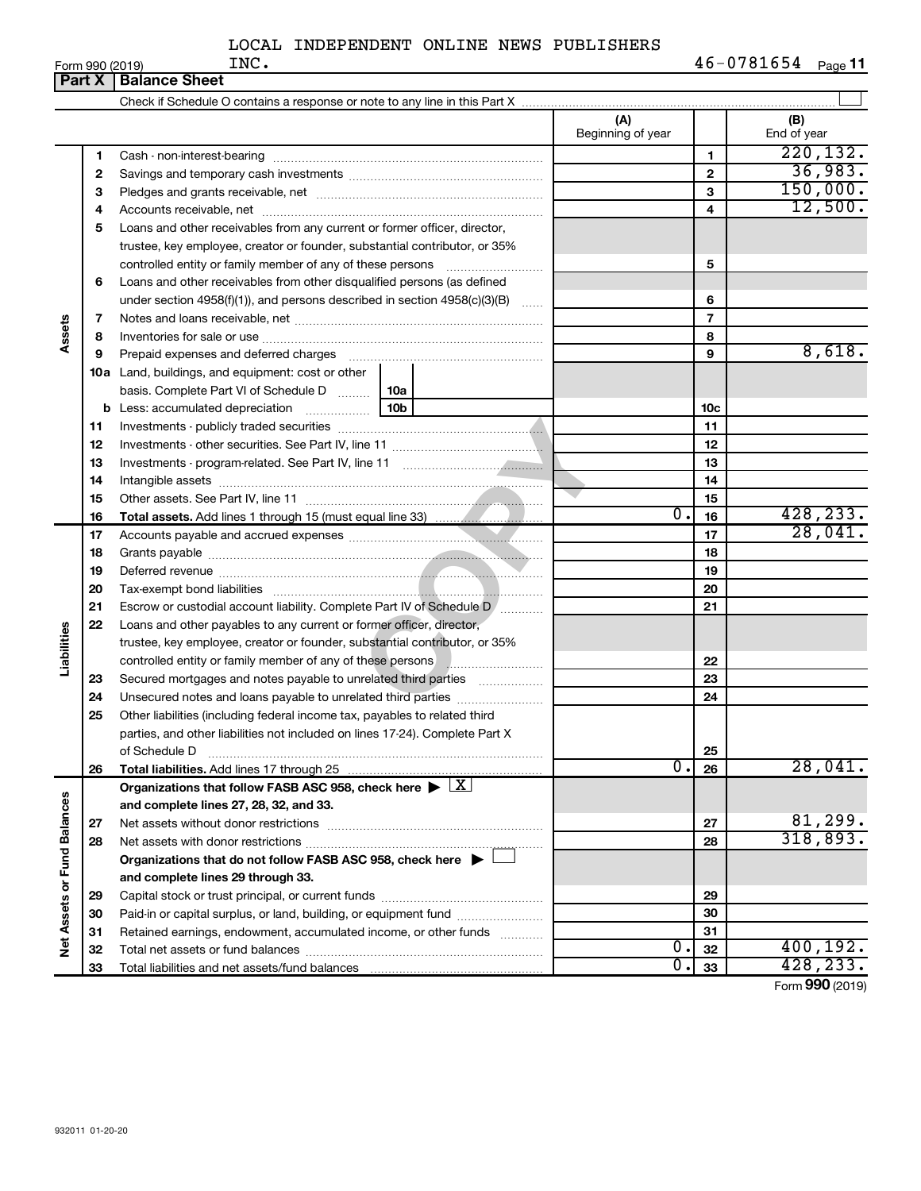LOCAL INDEPENDENT ONLINE NEWS PUBLISHERS INC.

Form 990 (2019) 46-0781654 Page 11

## Part X Balance Sheet

Check if Schedule O contains a response or note to any line in this Part X

| | | | (A) Beginning of year | | (B) End of year |
|---|---|---|---|---|---|
| Assets | 1 | Cash - non-interest-bearing | | 1 | 220,132. |
| | 2 | Savings and temporary cash investments | | 2 | 36,983. |
| | 3 | Pledges and grants receivable, net | | 3 | 150,000. |
| | 4 | Accounts receivable, net | | 4 | 12,500. |
| | 5 | Loans and other receivables from any current or former officer, director, trustee, key employee, creator or founder, substantial contributor, or 35% controlled entity or family member of any of these persons | | 5 | |
| | 6 | Loans and other receivables from other disqualified persons (as defined under section 4958(f)(1)), and persons described in section 4958(c)(3)(B) | | 6 | |
| | 7 | Notes and loans receivable, net | | 7 | |
| | 8 | Inventories for sale or use | | 8 | |
| | 9 | Prepaid expenses and deferred charges | | 9 | 8,618. |
| | 10a | Land, buildings, and equipment: cost or other basis. Complete Part VI of Schedule D (10a) | | | |
| | b | Less: accumulated depreciation (10b) | | 10c | |
| | 11 | Investments - publicly traded securities | | 11 | |
| | 12 | Investments - other securities. See Part IV, line 11 | | 12 | |
| | 13 | Investments - program-related. See Part IV, line 11 | | 13 | |
| | 14 | Intangible assets | | 14 | |
| | 15 | Other assets. See Part IV, line 11 | | 15 | |
| | 16 | **Total assets.** Add lines 1 through 15 (must equal line 33) | 0. | 16 | 428,233. |
| Liabilities | 17 | Accounts payable and accrued expenses | | 17 | 28,041. |
| | 18 | Grants payable | | 18 | |
| | 19 | Deferred revenue | | 19 | |
| | 20 | Tax-exempt bond liabilities | | 20 | |
| | 21 | Escrow or custodial account liability. Complete Part IV of Schedule D | | 21 | |
| | 22 | Loans and other payables to any current or former officer, director, trustee, key employee, creator or founder, substantial contributor, or 35% controlled entity or family member of any of these persons | | 22 | |
| | 23 | Secured mortgages and notes payable to unrelated third parties | | 23 | |
| | 24 | Unsecured notes and loans payable to unrelated third parties | | 24 | |
| | 25 | Other liabilities (including federal income tax, payables to related third parties, and other liabilities not included on lines 17-24). Complete Part X of Schedule D | | 25 | |
| | 26 | **Total liabilities.** Add lines 17 through 25 | 0. | 26 | 28,041. |
| Net Assets or Fund Balances | | **Organizations that follow FASB ASC 958, check here** ▶ X **and complete lines 27, 28, 32, and 33.** | | | |
| | 27 | Net assets without donor restrictions | | 27 | 81,299. |
| | 28 | Net assets with donor restrictions | | 28 | 318,893. |
| | | **Organizations that do not follow FASB ASC 958, check here** ▶ ☐ **and complete lines 29 through 33.** | | | |
| | 29 | Capital stock or trust principal, or current funds | | 29 | |
| | 30 | Paid-in or capital surplus, or land, building, or equipment fund | | 30 | |
| | 31 | Retained earnings, endowment, accumulated income, or other funds | | 31 | |
| | 32 | Total net assets or fund balances | 0. | 32 | 400,192. |
| | 33 | Total liabilities and net assets/fund balances | 0. | 33 | 428,233. |

Form **990** (2019)

932011 01-20-20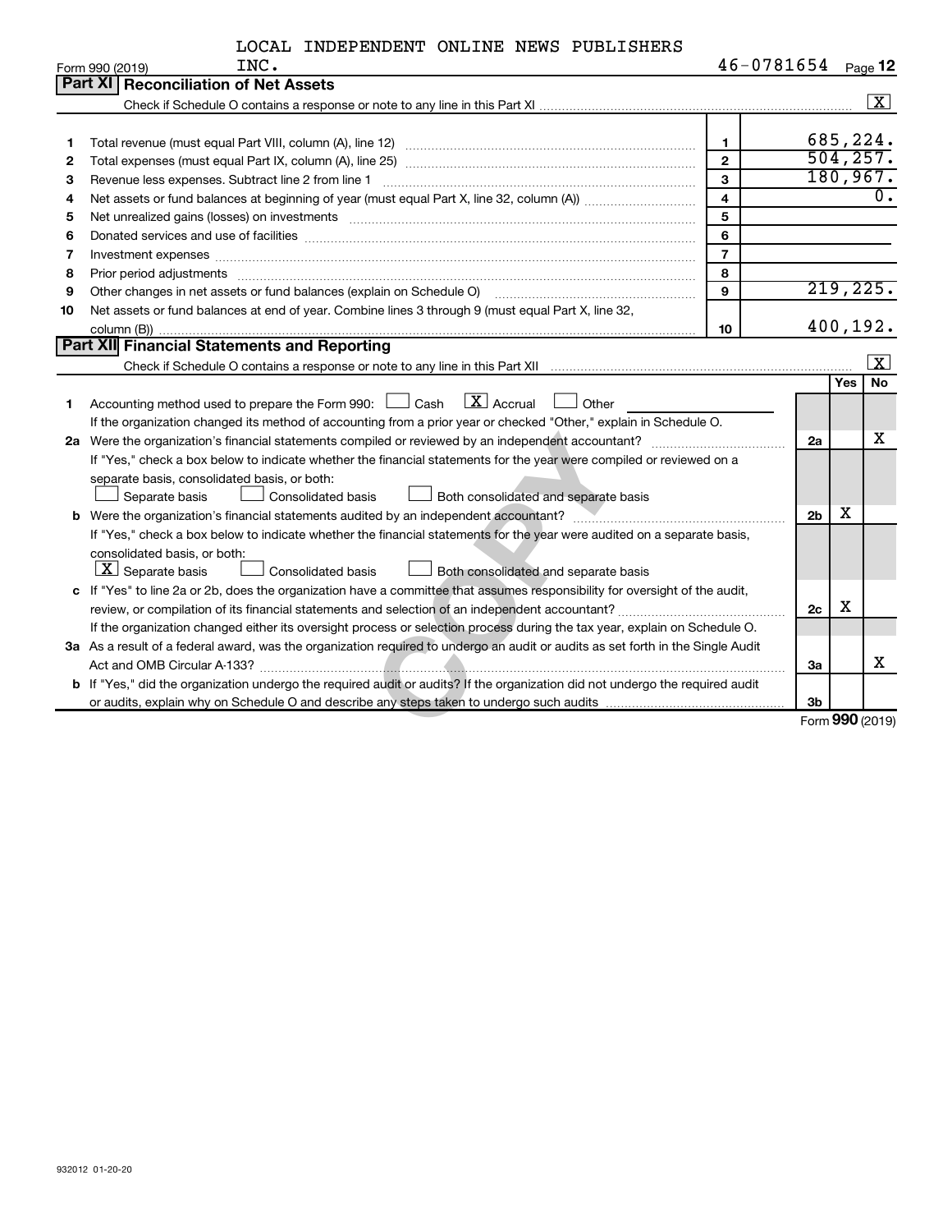LOCAL INDEPENDENT ONLINE NEWS PUBLISHERS INC. 46-0781654

Form 990 (2019)

## Part XI Reconciliation of Net Assets

Check if Schedule O contains a response or note to any line in this Part XI .......... [X]

| | | | |
|---|---|---|---|
| 1 | Total revenue (must equal Part VIII, column (A), line 12) | 1 | 685,224. |
| 2 | Total expenses (must equal Part IX, column (A), line 25) | 2 | 504,257. |
| 3 | Revenue less expenses. Subtract line 2 from line 1 | 3 | 180,967. |
| 4 | Net assets or fund balances at beginning of year (must equal Part X, line 32, column (A)) | 4 | 0. |
| 5 | Net unrealized gains (losses) on investments | 5 | |
| 6 | Donated services and use of facilities | 6 | |
| 7 | Investment expenses | 7 | |
| 8 | Prior period adjustments | 8 | |
| 9 | Other changes in net assets or fund balances (explain on Schedule O) | 9 | 219,225. |
| 10 | Net assets or fund balances at end of year. Combine lines 3 through 9 (must equal Part X, line 32, column (B)) | 10 | 400,192. |

## Part XII Financial Statements and Reporting

Check if Schedule O contains a response or note to any line in this Part XII .......... [X]

| | | | Yes | No |
|---|---|---|---|---|
| 1 | Accounting method used to prepare the Form 990: [ ] Cash [X] Accrual [ ] Other ______ If the organization changed its method of accounting from a prior year or checked "Other," explain in Schedule O. | | | |
| 2a | Were the organization's financial statements compiled or reviewed by an independent accountant? If "Yes," check a box below to indicate whether the financial statements for the year were compiled or reviewed on a separate basis, consolidated basis, or both: [ ] Separate basis [ ] Consolidated basis [ ] Both consolidated and separate basis | 2a | | X |
| b | Were the organization's financial statements audited by an independent accountant? If "Yes," check a box below to indicate whether the financial statements for the year were audited on a separate basis, consolidated basis, or both: [X] Separate basis [ ] Consolidated basis [ ] Both consolidated and separate basis | 2b | X | |
| c | If "Yes" to line 2a or 2b, does the organization have a committee that assumes responsibility for oversight of the audit, review, or compilation of its financial statements and selection of an independent accountant? If the organization changed either its oversight process or selection process during the tax year, explain on Schedule O. | 2c | X | |
| 3a | As a result of a federal award, was the organization required to undergo an audit or audits as set forth in the Single Audit Act and OMB Circular A-133? | 3a | | X |
| b | If "Yes," did the organization undergo the required audit or audits? If the organization did not undergo the required audit or audits, explain why on Schedule O and describe any steps taken to undergo such audits | 3b | | |

Form 990 (2019)

932012 01-20-20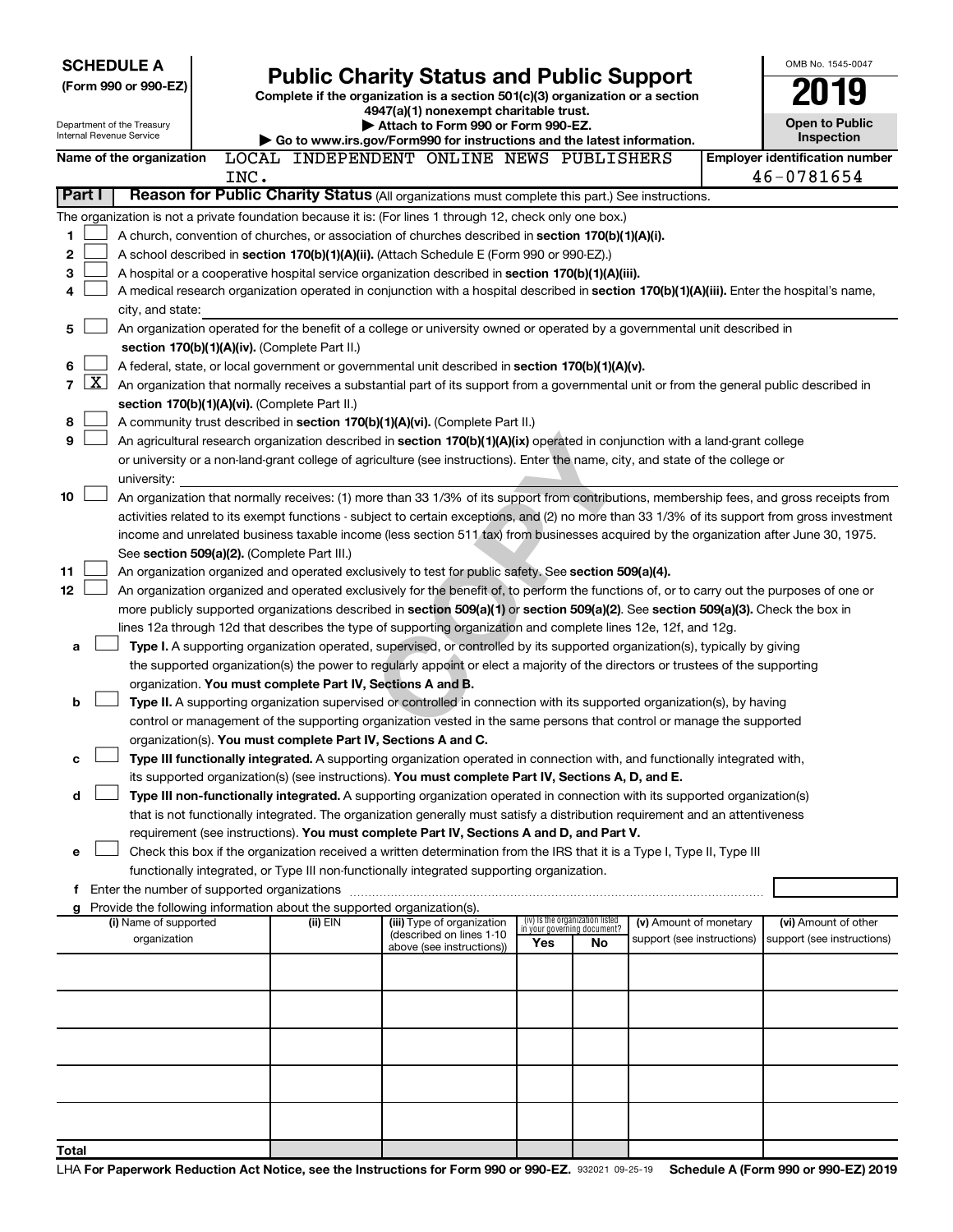**SCHEDULE A**
**(Form 990 or 990-EZ)**

Department of the Treasury
Internal Revenue Service

# Public Charity Status and Public Support

**Complete if the organization is a section 501(c)(3) organization or a section 4947(a)(1) nonexempt charitable trust.**
**▶ Attach to Form 990 or Form 990-EZ.**
**▶ Go to www.irs.gov/Form990 for instructions and the latest information.**

OMB No. 1545-0047

**2019**

**Open to Public Inspection**

**Name of the organization** LOCAL INDEPENDENT ONLINE NEWS PUBLISHERS INC.

**Employer identification number** 46-0781654

**Part I** **Reason for Public Charity Status** (All organizations must complete this part.) See instructions.

The organization is not a private foundation because it is: (For lines 1 through 12, check only one box.)

1 ☐ A church, convention of churches, or association of churches described in **section 170(b)(1)(A)(i).**

2 ☐ A school described in **section 170(b)(1)(A)(ii).** (Attach Schedule E (Form 990 or 990-EZ).)

3 ☐ A hospital or a cooperative hospital service organization described in **section 170(b)(1)(A)(iii).**

4 ☐ A medical research organization operated in conjunction with a hospital described in **section 170(b)(1)(A)(iii).** Enter the hospital's name, city, and state:

5 ☐ An organization operated for the benefit of a college or university owned or operated by a governmental unit described in **section 170(b)(1)(A)(iv).** (Complete Part II.)

6 ☐ A federal, state, or local government or governmental unit described in **section 170(b)(1)(A)(v).**

7 ☒ An organization that normally receives a substantial part of its support from a governmental unit or from the general public described in **section 170(b)(1)(A)(vi).** (Complete Part II.)

8 ☐ A community trust described in **section 170(b)(1)(A)(vi).** (Complete Part II.)

9 ☐ An agricultural research organization described in **section 170(b)(1)(A)(ix)** operated in conjunction with a land-grant college or university or a non-land-grant college of agriculture (see instructions). Enter the name, city, and state of the college or university:

10 ☐ An organization that normally receives: (1) more than 33 1/3% of its support from contributions, membership fees, and gross receipts from activities related to its exempt functions - subject to certain exceptions, and (2) no more than 33 1/3% of its support from gross investment income and unrelated business taxable income (less section 511 tax) from businesses acquired by the organization after June 30, 1975. See **section 509(a)(2).** (Complete Part III.)

11 ☐ An organization organized and operated exclusively to test for public safety. See **section 509(a)(4).**

12 ☐ An organization organized and operated exclusively for the benefit of, to perform the functions of, or to carry out the purposes of one or more publicly supported organizations described in **section 509(a)(1)** or **section 509(a)(2).** See **section 509(a)(3).** Check the box in lines 12a through 12d that describes the type of supporting organization and complete lines 12e, 12f, and 12g.

a ☐ **Type I.** A supporting organization operated, supervised, or controlled by its supported organization(s), typically by giving the supported organization(s) the power to regularly appoint or elect a majority of the directors or trustees of the supporting organization. **You must complete Part IV, Sections A and B.**

b ☐ **Type II.** A supporting organization supervised or controlled in connection with its supported organization(s), by having control or management of the supporting organization vested in the same persons that control or manage the supported organization(s). **You must complete Part IV, Sections A and C.**

c ☐ **Type III functionally integrated.** A supporting organization operated in connection with, and functionally integrated with, its supported organization(s) (see instructions). **You must complete Part IV, Sections A, D, and E.**

d ☐ **Type III non-functionally integrated.** A supporting organization operated in connection with its supported organization(s) that is not functionally integrated. The organization generally must satisfy a distribution requirement and an attentiveness requirement (see instructions). **You must complete Part IV, Sections A and D, and Part V.**

e ☐ Check this box if the organization received a written determination from the IRS that it is a Type I, Type II, Type III functionally integrated, or Type III non-functionally integrated supporting organization.

f Enter the number of supported organizations

g Provide the following information about the supported organization(s).

| (i) Name of supported organization | (ii) EIN | (iii) Type of organization (described on lines 1-10 above (see instructions)) | (iv) Is the organization listed in your governing document? Yes | No | (v) Amount of monetary support (see instructions) | (vi) Amount of other support (see instructions) |
|---|---|---|---|---|---|---|
| | | | | | | |
| | | | | | | |
| | | | | | | |
| | | | | | | |
| | | | | | | |
| **Total** | | | | | | |

LHA **For Paperwork Reduction Act Notice, see the Instructions for Form 990 or 990-EZ.** 932021 09-25-19 **Schedule A (Form 990 or 990-EZ) 2019**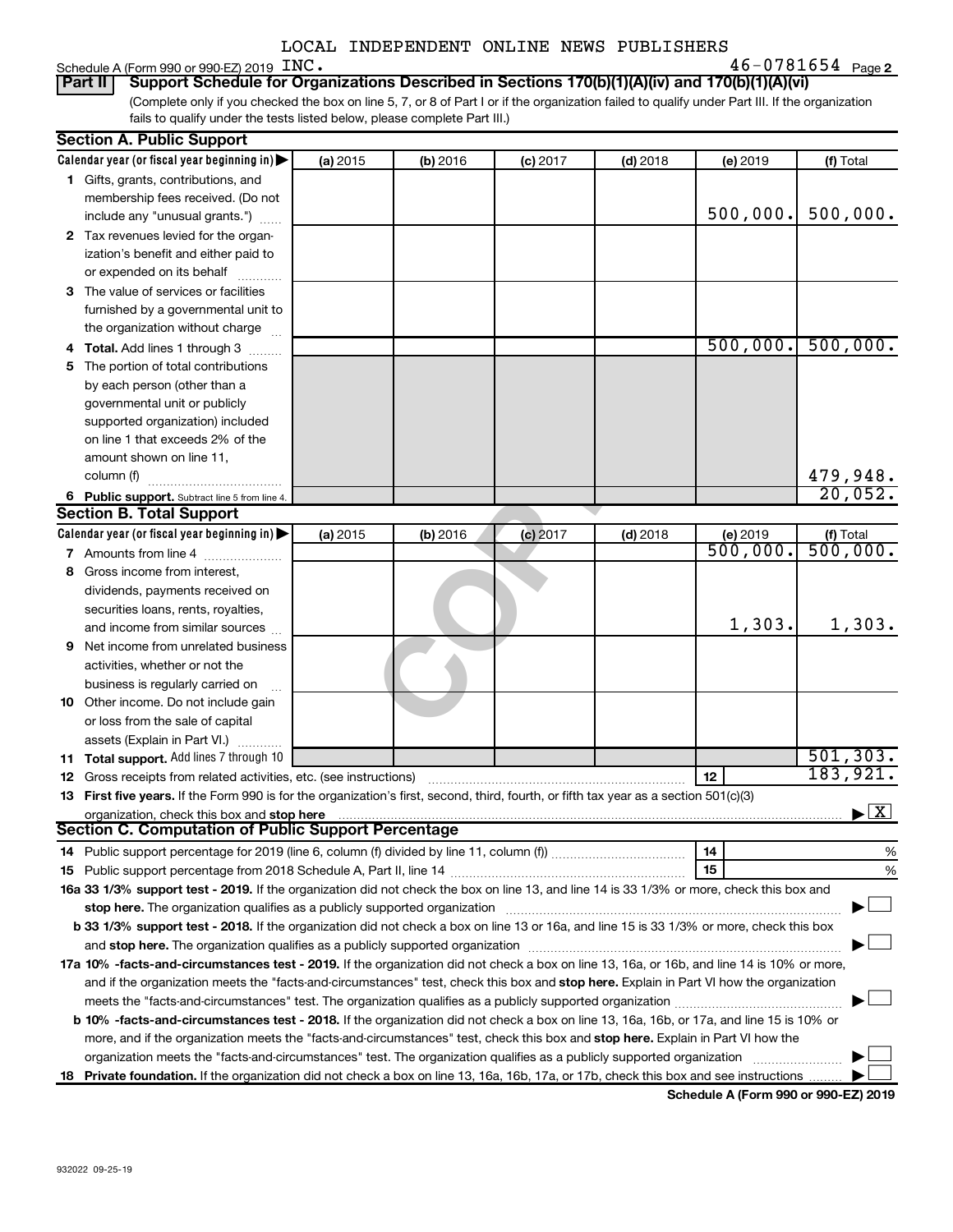LOCAL INDEPENDENT ONLINE NEWS PUBLISHERS

Schedule A (Form 990 or 990-EZ) 2019 INC. 46-0781654 Page 2

**Part II** **Support Schedule for Organizations Described in Sections 170(b)(1)(A)(iv) and 170(b)(1)(A)(vi)**

(Complete only if you checked the box on line 5, 7, or 8 of Part I or if the organization failed to qualify under Part III. If the organization fails to qualify under the tests listed below, please complete Part III.)

## Section A. Public Support

| Calendar year (or fiscal year beginning in) ▶ | (a) 2015 | (b) 2016 | (c) 2017 | (d) 2018 | (e) 2019 | (f) Total |
|---|---|---|---|---|---|---|
| **1** Gifts, grants, contributions, and membership fees received. (Do not include any "unusual grants.") | | | | | 500,000. | 500,000. |
| **2** Tax revenues levied for the organization's benefit and either paid to or expended on its behalf | | | | | | |
| **3** The value of services or facilities furnished by a governmental unit to the organization without charge | | | | | | |
| **4 Total.** Add lines 1 through 3 | | | | | 500,000. | 500,000. |
| **5** The portion of total contributions by each person (other than a governmental unit or publicly supported organization) included on line 1 that exceeds 2% of the amount shown on line 11, column (f) | | | | | | 479,948. |
| **6 Public support.** Subtract line 5 from line 4. | | | | | | 20,052. |

## Section B. Total Support

| Calendar year (or fiscal year beginning in) ▶ | (a) 2015 | (b) 2016 | (c) 2017 | (d) 2018 | (e) 2019 | (f) Total |
|---|---|---|---|---|---|---|
| **7** Amounts from line 4 | | | | | 500,000. | 500,000. |
| **8** Gross income from interest, dividends, payments received on securities loans, rents, royalties, and income from similar sources | | | | | 1,303. | 1,303. |
| **9** Net income from unrelated business activities, whether or not the business is regularly carried on | | | | | | |
| **10** Other income. Do not include gain or loss from the sale of capital assets (Explain in Part VI.) | | | | | | |
| **11 Total support.** Add lines 7 through 10 | | | | | | 501,303. |

**12** Gross receipts from related activities, etc. (see instructions) | **12** | 183,921.

**13 First five years.** If the Form 990 is for the organization's first, second, third, fourth, or fifth tax year as a section 501(c)(3) organization, check this box and **stop here** ▶ [X]

## Section C. Computation of Public Support Percentage

**14** Public support percentage for 2019 (line 6, column (f) divided by line 11, column (f)) | **14** | %

**15** Public support percentage from 2018 Schedule A, Part II, line 14 | **15** | %

**16a 33 1/3% support test - 2019.** If the organization did not check the box on line 13, and line 14 is 33 1/3% or more, check this box and **stop here.** The organization qualifies as a publicly supported organization ▶ [ ]

**b 33 1/3% support test - 2018.** If the organization did not check a box on line 13 or 16a, and line 15 is 33 1/3% or more, check this box and **stop here.** The organization qualifies as a publicly supported organization ▶ [ ]

**17a 10% -facts-and-circumstances test - 2019.** If the organization did not check a box on line 13, 16a, or 16b, and line 14 is 10% or more, and if the organization meets the "facts-and-circumstances" test, check this box and **stop here.** Explain in Part VI how the organization meets the "facts-and-circumstances" test. The organization qualifies as a publicly supported organization ▶ [ ]

**b 10% -facts-and-circumstances test - 2018.** If the organization did not check a box on line 13, 16a, 16b, or 17a, and line 15 is 10% or more, and if the organization meets the "facts-and-circumstances" test, check this box and **stop here.** Explain in Part VI how the organization meets the "facts-and-circumstances" test. The organization qualifies as a publicly supported organization ▶ [ ]

**18 Private foundation.** If the organization did not check a box on line 13, 16a, 16b, 17a, or 17b, check this box and see instructions ▶ [ ]

**Schedule A (Form 990 or 990-EZ) 2019**

932022 09-25-19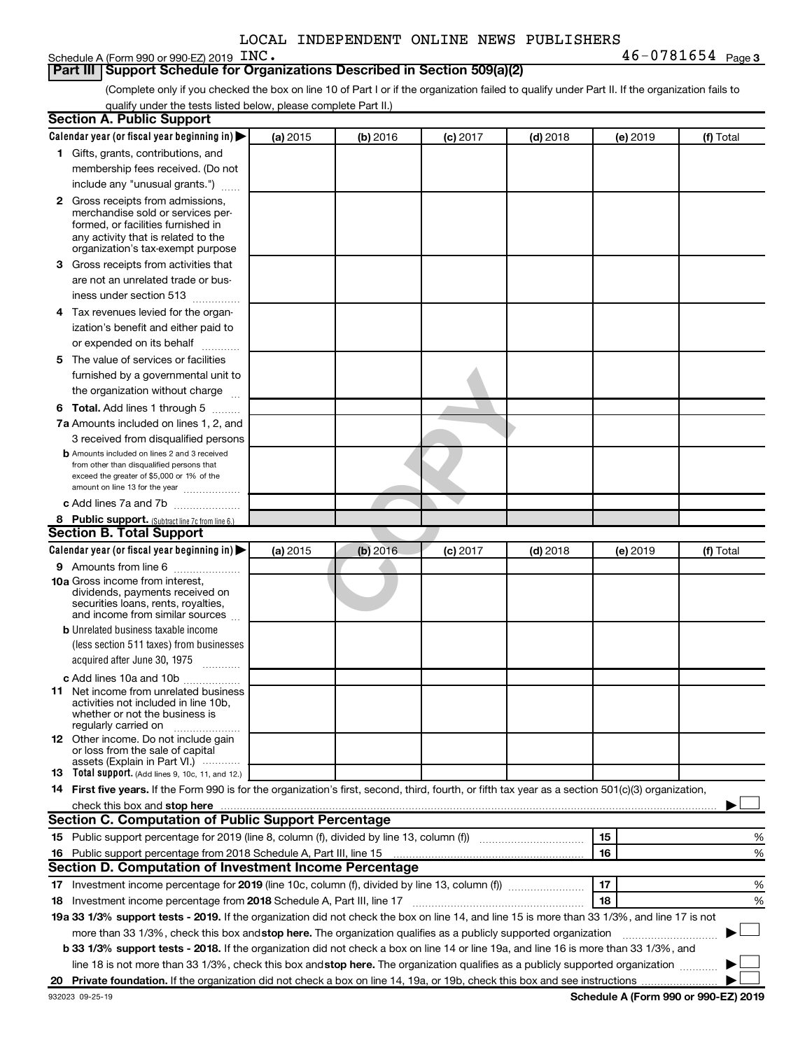LOCAL INDEPENDENT ONLINE NEWS PUBLISHERS

Schedule A (Form 990 or 990-EZ) 2019 INC. 46-0781654 Page 3

## Part III Support Schedule for Organizations Described in Section 509(a)(2)

(Complete only if you checked the box on line 10 of Part I or if the organization failed to qualify under Part II. If the organization fails to qualify under the tests listed below, please complete Part II.)

### Section A. Public Support

| Calendar year (or fiscal year beginning in) ▶ | (a) 2015 | (b) 2016 | (c) 2017 | (d) 2018 | (e) 2019 | (f) Total |
|---|---|---|---|---|---|---|
| 1 Gifts, grants, contributions, and membership fees received. (Do not include any "unusual grants.") | | | | | | |
| 2 Gross receipts from admissions, merchandise sold or services performed, or facilities furnished in any activity that is related to the organization's tax-exempt purpose | | | | | | |
| 3 Gross receipts from activities that are not an unrelated trade or business under section 513 | | | | | | |
| 4 Tax revenues levied for the organization's benefit and either paid to or expended on its behalf | | | | | | |
| 5 The value of services or facilities furnished by a governmental unit to the organization without charge | | | | | | |
| 6 Total. Add lines 1 through 5 | | | | | | |
| 7a Amounts included on lines 1, 2, and 3 received from disqualified persons | | | | | | |
| b Amounts included on lines 2 and 3 received from other than disqualified persons that exceed the greater of $5,000 or 1% of the amount on line 13 for the year | | | | | | |
| c Add lines 7a and 7b | | | | | | |
| 8 Public support. (Subtract line 7c from line 6.) | | | | | | |

### Section B. Total Support

| Calendar year (or fiscal year beginning in) ▶ | (a) 2015 | (b) 2016 | (c) 2017 | (d) 2018 | (e) 2019 | (f) Total |
|---|---|---|---|---|---|---|
| 9 Amounts from line 6 | | | | | | |
| 10a Gross income from interest, dividends, payments received on securities loans, rents, royalties, and income from similar sources | | | | | | |
| b Unrelated business taxable income (less section 511 taxes) from businesses acquired after June 30, 1975 | | | | | | |
| c Add lines 10a and 10b | | | | | | |
| 11 Net income from unrelated business activities not included in line 10b, whether or not the business is regularly carried on | | | | | | |
| 12 Other income. Do not include gain or loss from the sale of capital assets (Explain in Part VI.) | | | | | | |
| 13 Total support. (Add lines 9, 10c, 11, and 12.) | | | | | | |

14 **First five years.** If the Form 990 is for the organization's first, second, third, fourth, or fifth tax year as a section 501(c)(3) organization, check this box and **stop here** ▶ ☐

### Section C. Computation of Public Support Percentage

| | | |
|---|---|---|
| 15 Public support percentage for 2019 (line 8, column (f), divided by line 13, column (f)) | 15 | % |
| 16 Public support percentage from 2018 Schedule A, Part III, line 15 | 16 | % |

### Section D. Computation of Investment Income Percentage

| | | |
|---|---|---|
| 17 Investment income percentage for **2019** (line 10c, column (f), divided by line 13, column (f)) | 17 | % |
| 18 Investment income percentage from **2018** Schedule A, Part III, line 17 | 18 | % |

**19a 33 1/3% support tests - 2019.** If the organization did not check the box on line 14, and line 15 is more than 33 1/3%, and line 17 is not more than 33 1/3%, check this box and **stop here.** The organization qualifies as a publicly supported organization ▶ ☐

**b 33 1/3% support tests - 2018.** If the organization did not check a box on line 14 or line 19a, and line 16 is more than 33 1/3%, and line 18 is not more than 33 1/3%, check this box and **stop here.** The organization qualifies as a publicly supported organization ▶ ☐

**20 Private foundation.** If the organization did not check a box on line 14, 19a, or 19b, check this box and see instructions ▶ ☐

932023 09-25-19 **Schedule A (Form 990 or 990-EZ) 2019**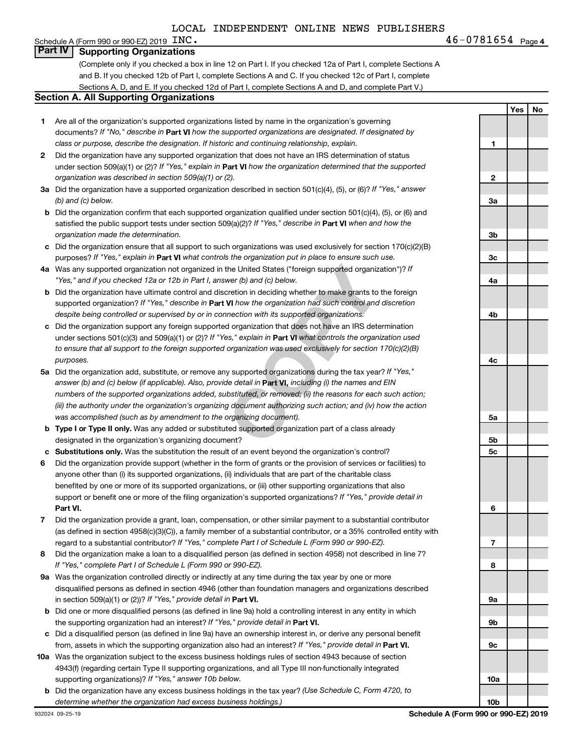LOCAL INDEPENDENT ONLINE NEWS PUBLISHERS

Schedule A (Form 990 or 990-EZ) 2019 INC. 46-0781654 Page 4

## Part IV Supporting Organizations

(Complete only if you checked a box in line 12 on Part I. If you checked 12a of Part I, complete Sections A and B. If you checked 12b of Part I, complete Sections A and C. If you checked 12c of Part I, complete Sections A, D, and E. If you checked 12d of Part I, complete Sections A and D, and complete Part V.)

### Section A. All Supporting Organizations

| | | | Yes | No |
|---|---|---|---|---|
| **1** | Are all of the organization's supported organizations listed by name in the organization's governing documents? *If "No," describe in* **Part VI** *how the supported organizations are designated. If designated by class or purpose, describe the designation. If historic and continuing relationship, explain.* | 1 | | |
| **2** | Did the organization have any supported organization that does not have an IRS determination of status under section 509(a)(1) or (2)? *If "Yes," explain in* **Part VI** *how the organization determined that the supported organization was described in section 509(a)(1) or (2).* | 2 | | |
| **3a** | Did the organization have a supported organization described in section 501(c)(4), (5), or (6)? *If "Yes," answer (b) and (c) below.* | 3a | | |
| **b** | Did the organization confirm that each supported organization qualified under section 501(c)(4), (5), or (6) and satisfied the public support tests under section 509(a)(2)? *If "Yes," describe in* **Part VI** *when and how the organization made the determination.* | 3b | | |
| **c** | Did the organization ensure that all support to such organizations was used exclusively for section 170(c)(2)(B) purposes? *If "Yes," explain in* **Part VI** *what controls the organization put in place to ensure such use.* | 3c | | |
| **4a** | Was any supported organization not organized in the United States ("foreign supported organization")? *If "Yes," and if you checked 12a or 12b in Part I, answer (b) and (c) below.* | 4a | | |
| **b** | Did the organization have ultimate control and discretion in deciding whether to make grants to the foreign supported organization? *If "Yes," describe in* **Part VI** *how the organization had such control and discretion despite being controlled or supervised by or in connection with its supported organizations.* | 4b | | |
| **c** | Did the organization support any foreign supported organization that does not have an IRS determination under sections 501(c)(3) and 509(a)(1) or (2)? *If "Yes," explain in* **Part VI** *what controls the organization used to ensure that all support to the foreign supported organization was used exclusively for section 170(c)(2)(B) purposes.* | 4c | | |
| **5a** | Did the organization add, substitute, or remove any supported organizations during the tax year? *If "Yes," answer (b) and (c) below (if applicable). Also, provide detail in* **Part VI,** *including (i) the names and EIN numbers of the supported organizations added, substituted, or removed; (ii) the reasons for each such action; (iii) the authority under the organization's organizing document authorizing such action; and (iv) how the action was accomplished (such as by amendment to the organizing document).* | 5a | | |
| **b** | **Type I or Type II only.** Was any added or substituted supported organization part of a class already designated in the organization's organizing document? | 5b | | |
| **c** | **Substitutions only.** Was the substitution the result of an event beyond the organization's control? | 5c | | |
| **6** | Did the organization provide support (whether in the form of grants or the provision of services or facilities) to anyone other than (i) its supported organizations, (ii) individuals that are part of the charitable class benefited by one or more of its supported organizations, or (iii) other supporting organizations that also support or benefit one or more of the filing organization's supported organizations? *If "Yes," provide detail in* **Part VI.** | 6 | | |
| **7** | Did the organization provide a grant, loan, compensation, or other similar payment to a substantial contributor (as defined in section 4958(c)(3)(C)), a family member of a substantial contributor, or a 35% controlled entity with regard to a substantial contributor? *If "Yes," complete Part I of Schedule L (Form 990 or 990-EZ).* | 7 | | |
| **8** | Did the organization make a loan to a disqualified person (as defined in section 4958) not described in line 7? *If "Yes," complete Part I of Schedule L (Form 990 or 990-EZ).* | 8 | | |
| **9a** | Was the organization controlled directly or indirectly at any time during the tax year by one or more disqualified persons as defined in section 4946 (other than foundation managers and organizations described in section 509(a)(1) or (2))? *If "Yes," provide detail in* **Part VI.** | 9a | | |
| **b** | Did one or more disqualified persons (as defined in line 9a) hold a controlling interest in any entity in which the supporting organization had an interest? *If "Yes," provide detail in* **Part VI.** | 9b | | |
| **c** | Did a disqualified person (as defined in line 9a) have an ownership interest in, or derive any personal benefit from, assets in which the supporting organization also had an interest? *If "Yes," provide detail in* **Part VI.** | 9c | | |
| **10a** | Was the organization subject to the excess business holdings rules of section 4943 because of section 4943(f) (regarding certain Type II supporting organizations, and all Type III non-functionally integrated supporting organizations)? *If "Yes," answer 10b below.* | 10a | | |
| **b** | Did the organization have any excess business holdings in the tax year? *(Use Schedule C, Form 4720, to determine whether the organization had excess business holdings.)* | 10b | | |

932024 09-25-19 **Schedule A (Form 990 or 990-EZ) 2019**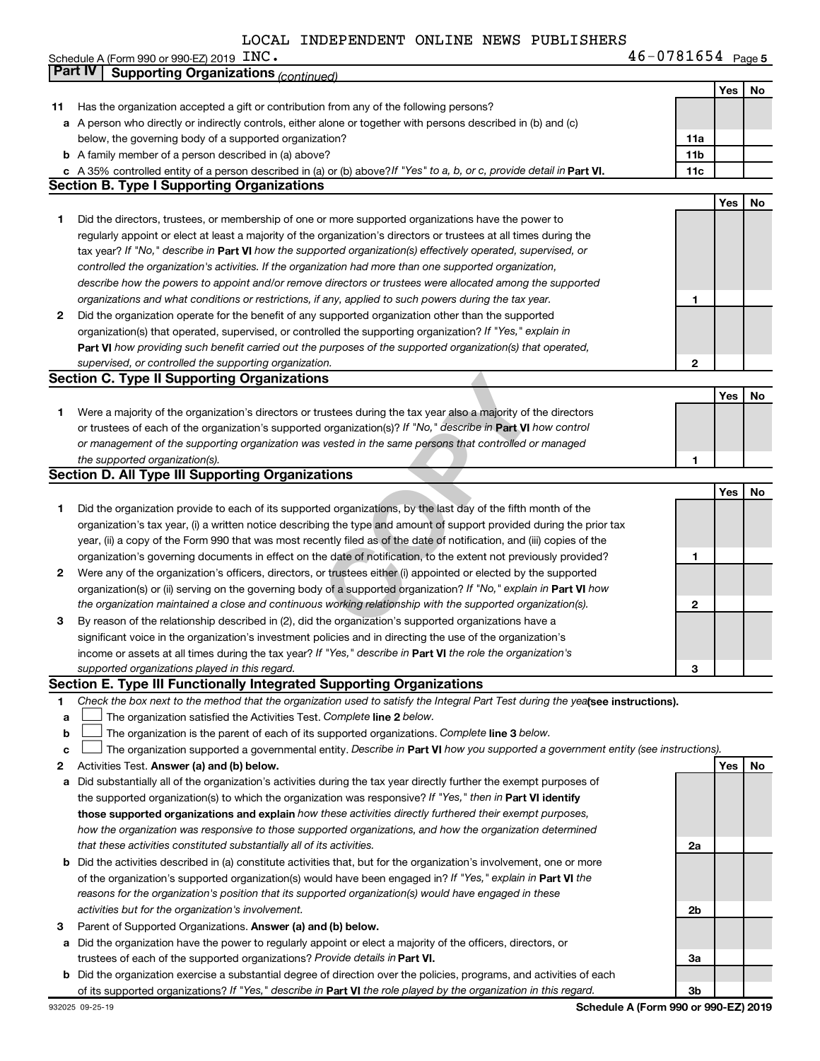LOCAL INDEPENDENT ONLINE NEWS PUBLISHERS

Schedule A (Form 990 or 990-EZ) 2019 INC. 46-0781654 Page 5

## Part IV Supporting Organizations *(continued)*

| | | | Yes | No |
|---|---|---|---|---|
| **11** | Has the organization accepted a gift or contribution from any of the following persons? | | | |
| **a** | A person who directly or indirectly controls, either alone or together with persons described in (b) and (c) below, the governing body of a supported organization? | 11a | | |
| **b** | A family member of a person described in (a) above? | 11b | | |
| **c** | A 35% controlled entity of a person described in (a) or (b) above? *If "Yes" to a, b, or c, provide detail in* **Part VI.** | 11c | | |

### Section B. Type I Supporting Organizations

| | | | Yes | No |
|---|---|---|---|---|
| **1** | Did the directors, trustees, or membership of one or more supported organizations have the power to regularly appoint or elect at least a majority of the organization's directors or trustees at all times during the tax year? *If "No," describe in* **Part VI** *how the supported organization(s) effectively operated, supervised, or controlled the organization's activities. If the organization had more than one supported organization, describe how the powers to appoint and/or remove directors or trustees were allocated among the supported organizations and what conditions or restrictions, if any, applied to such powers during the tax year.* | 1 | | |
| **2** | Did the organization operate for the benefit of any supported organization other than the supported organization(s) that operated, supervised, or controlled the supporting organization? *If "Yes," explain in* **Part VI** *how providing such benefit carried out the purposes of the supported organization(s) that operated, supervised, or controlled the supporting organization.* | 2 | | |

### Section C. Type II Supporting Organizations

| | | | Yes | No |
|---|---|---|---|---|
| **1** | Were a majority of the organization's directors or trustees during the tax year also a majority of the directors or trustees of each of the organization's supported organization(s)? *If "No," describe in* **Part VI** *how control or management of the supporting organization was vested in the same persons that controlled or managed the supported organization(s).* | 1 | | |

### Section D. All Type III Supporting Organizations

| | | | Yes | No |
|---|---|---|---|---|
| **1** | Did the organization provide to each of its supported organizations, by the last day of the fifth month of the organization's tax year, (i) a written notice describing the type and amount of support provided during the prior tax year, (ii) a copy of the Form 990 that was most recently filed as of the date of notification, and (iii) copies of the organization's governing documents in effect on the date of notification, to the extent not previously provided? | 1 | | |
| **2** | Were any of the organization's officers, directors, or trustees either (i) appointed or elected by the supported organization(s) or (ii) serving on the governing body of a supported organization? *If "No," explain in* **Part VI** *how the organization maintained a close and continuous working relationship with the supported organization(s).* | 2 | | |
| **3** | By reason of the relationship described in (2), did the organization's supported organizations have a significant voice in the organization's investment policies and in directing the use of the organization's income or assets at all times during the tax year? *If "Yes," describe in* **Part VI** *the role the organization's supported organizations played in this regard.* | 3 | | |

### Section E. Type III Functionally Integrated Supporting Organizations

**1** *Check the box next to the method that the organization used to satisfy the Integral Part Test during the year* **(see instructions).**

- **a** ☐ The organization satisfied the Activities Test. *Complete* **line 2** *below.*
- **b** ☐ The organization is the parent of each of its supported organizations. *Complete* **line 3** *below.*
- **c** ☐ The organization supported a governmental entity. *Describe in* **Part VI** *how you supported a government entity (see instructions).*

| | | | Yes | No |
|---|---|---|---|---|
| **2** | Activities Test. **Answer (a) and (b) below.** | | | |
| **a** | Did substantially all of the organization's activities during the tax year directly further the exempt purposes of the supported organization(s) to which the organization was responsive? *If "Yes," then in* **Part VI identify those supported organizations and explain** *how these activities directly furthered their exempt purposes, how the organization was responsive to those supported organizations, and how the organization determined that these activities constituted substantially all of its activities.* | 2a | | |
| **b** | Did the activities described in (a) constitute activities that, but for the organization's involvement, one or more of the organization's supported organization(s) would have been engaged in? *If "Yes," explain in* **Part VI** *the reasons for the organization's position that its supported organization(s) would have engaged in these activities but for the organization's involvement.* | 2b | | |
| **3** | Parent of Supported Organizations. **Answer (a) and (b) below.** | | | |
| **a** | Did the organization have the power to regularly appoint or elect a majority of the officers, directors, or trustees of each of the supported organizations? *Provide details in* **Part VI.** | 3a | | |
| **b** | Did the organization exercise a substantial degree of direction over the policies, programs, and activities of each of its supported organizations? *If "Yes," describe in* **Part VI** *the role played by the organization in this regard.* | 3b | | |

932025 09-25-19 **Schedule A (Form 990 or 990-EZ) 2019**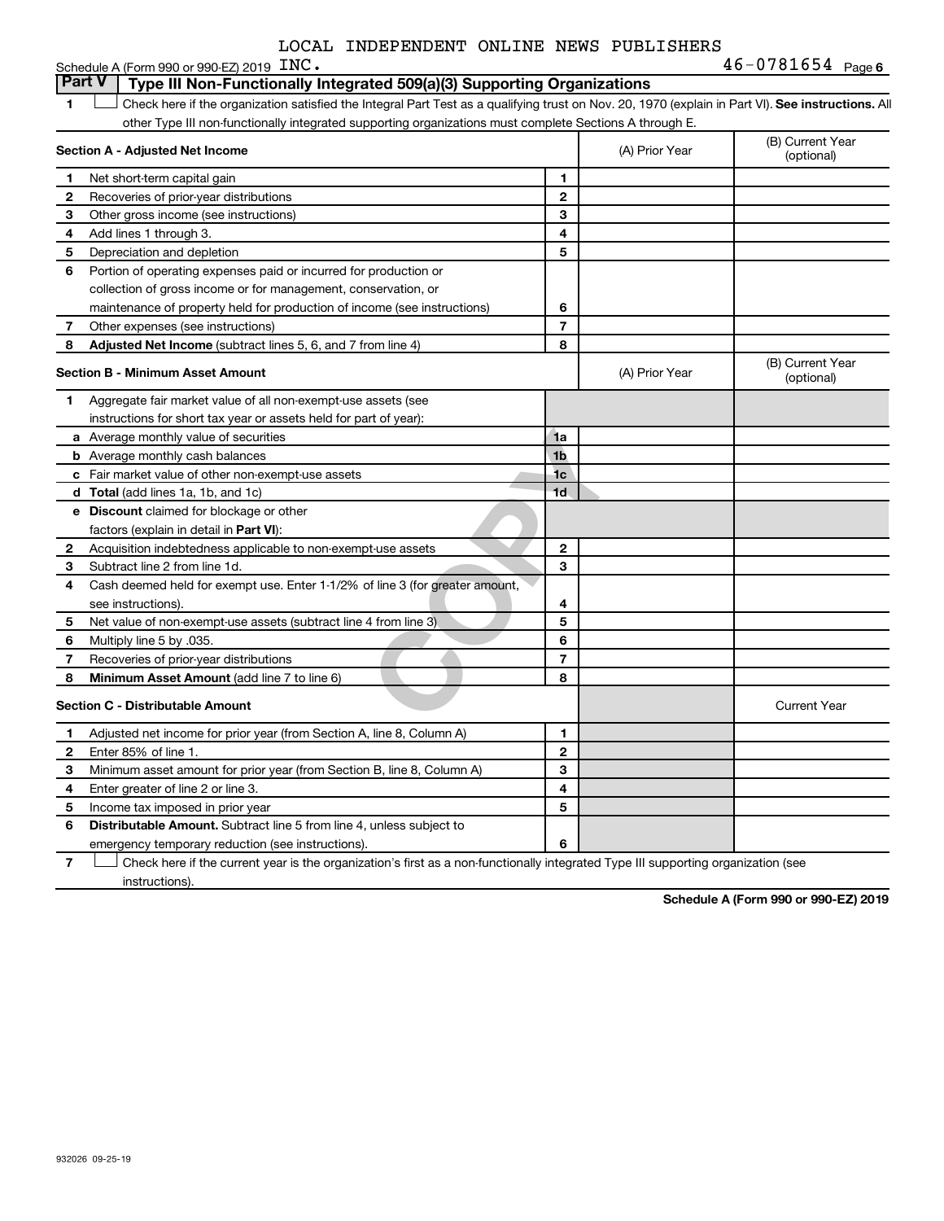LOCAL INDEPENDENT ONLINE NEWS PUBLISHERS

Schedule A (Form 990 or 990-EZ) 2019 INC. 46-0781654 Page 6

## Part V Type III Non-Functionally Integrated 509(a)(3) Supporting Organizations

1 ☐ Check here if the organization satisfied the Integral Part Test as a qualifying trust on Nov. 20, 1970 (explain in Part VI). **See instructions.** All other Type III non-functionally integrated supporting organizations must complete Sections A through E.

| **Section A - Adjusted Net Income** | | (A) Prior Year | (B) Current Year (optional) |
|---|---|---|---|
| 1 Net short-term capital gain | 1 | | |
| 2 Recoveries of prior-year distributions | 2 | | |
| 3 Other gross income (see instructions) | 3 | | |
| 4 Add lines 1 through 3. | 4 | | |
| 5 Depreciation and depletion | 5 | | |
| 6 Portion of operating expenses paid or incurred for production or collection of gross income or for management, conservation, or maintenance of property held for production of income (see instructions) | 6 | | |
| 7 Other expenses (see instructions) | 7 | | |
| 8 **Adjusted Net Income** (subtract lines 5, 6, and 7 from line 4) | 8 | | |

| **Section B - Minimum Asset Amount** | | (A) Prior Year | (B) Current Year (optional) |
|---|---|---|---|
| 1 Aggregate fair market value of all non-exempt-use assets (see instructions for short tax year or assets held for part of year): | | | |
| a Average monthly value of securities | 1a | | |
| b Average monthly cash balances | 1b | | |
| c Fair market value of other non-exempt-use assets | 1c | | |
| d **Total** (add lines 1a, 1b, and 1c) | 1d | | |
| e **Discount** claimed for blockage or other factors (explain in detail in **Part VI**): | | | |
| 2 Acquisition indebtedness applicable to non-exempt-use assets | 2 | | |
| 3 Subtract line 2 from line 1d. | 3 | | |
| 4 Cash deemed held for exempt use. Enter 1-1/2% of line 3 (for greater amount, see instructions). | 4 | | |
| 5 Net value of non-exempt-use assets (subtract line 4 from line 3) | 5 | | |
| 6 Multiply line 5 by .035. | 6 | | |
| 7 Recoveries of prior-year distributions | 7 | | |
| 8 **Minimum Asset Amount** (add line 7 to line 6) | 8 | | |

| **Section C - Distributable Amount** | | | Current Year |
|---|---|---|---|
| 1 Adjusted net income for prior year (from Section A, line 8, Column A) | 1 | | |
| 2 Enter 85% of line 1. | 2 | | |
| 3 Minimum asset amount for prior year (from Section B, line 8, Column A) | 3 | | |
| 4 Enter greater of line 2 or line 3. | 4 | | |
| 5 Income tax imposed in prior year | 5 | | |
| 6 **Distributable Amount.** Subtract line 5 from line 4, unless subject to emergency temporary reduction (see instructions). | 6 | | |

7 ☐ Check here if the current year is the organization's first as a non-functionally integrated Type III supporting organization (see instructions).

**Schedule A (Form 990 or 990-EZ) 2019**

932026 09-25-19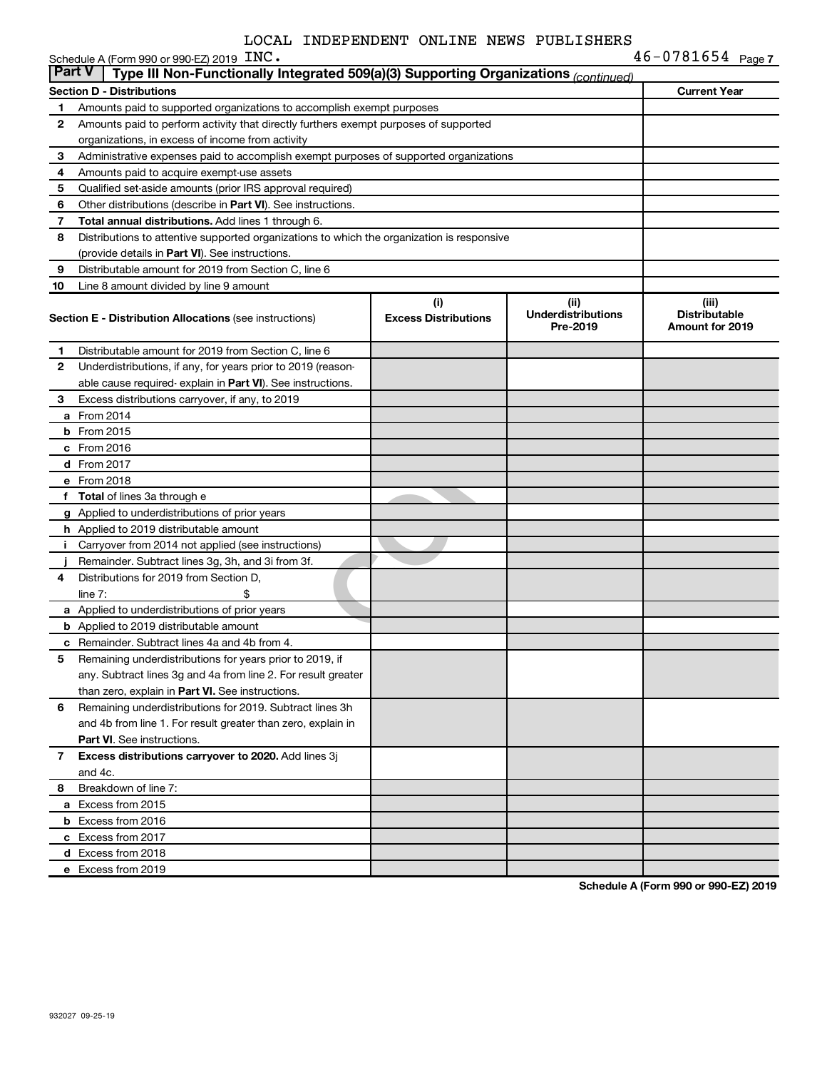LOCAL INDEPENDENT ONLINE NEWS PUBLISHERS

Schedule A (Form 990 or 990-EZ) 2019 INC. 46-0781654 Page 7

## Part V Type III Non-Functionally Integrated 509(a)(3) Supporting Organizations *(continued)*

| **Section D - Distributions** | | **Current Year** |
|---|---|---|
| 1 | Amounts paid to supported organizations to accomplish exempt purposes | |
| 2 | Amounts paid to perform activity that directly furthers exempt purposes of supported organizations, in excess of income from activity | |
| 3 | Administrative expenses paid to accomplish exempt purposes of supported organizations | |
| 4 | Amounts paid to acquire exempt-use assets | |
| 5 | Qualified set-aside amounts (prior IRS approval required) | |
| 6 | Other distributions (describe in **Part VI**). See instructions. | |
| 7 | **Total annual distributions.** Add lines 1 through 6. | |
| 8 | Distributions to attentive supported organizations to which the organization is responsive (provide details in **Part VI**). See instructions. | |
| 9 | Distributable amount for 2019 from Section C, line 6 | |
| 10 | Line 8 amount divided by line 9 amount | |

| **Section E - Distribution Allocations** (see instructions) | | (i) Excess Distributions | (ii) Underdistributions Pre-2019 | (iii) Distributable Amount for 2019 |
|---|---|---|---|---|
| 1 | Distributable amount for 2019 from Section C, line 6 | | | |
| 2 | Underdistributions, if any, for years prior to 2019 (reasonable cause required- explain in **Part VI**). See instructions. | | | |
| 3 | Excess distributions carryover, if any, to 2019 | | | |
| a | From 2014 | | | |
| b | From 2015 | | | |
| c | From 2016 | | | |
| d | From 2017 | | | |
| e | From 2018 | | | |
| f | **Total** of lines 3a through e | | | |
| g | Applied to underdistributions of prior years | | | |
| h | Applied to 2019 distributable amount | | | |
| i | Carryover from 2014 not applied (see instructions) | | | |
| j | Remainder. Subtract lines 3g, 3h, and 3i from 3f. | | | |
| 4 | Distributions for 2019 from Section D, line 7: $ | | | |
| a | Applied to underdistributions of prior years | | | |
| b | Applied to 2019 distributable amount | | | |
| c | Remainder. Subtract lines 4a and 4b from 4. | | | |
| 5 | Remaining underdistributions for years prior to 2019, if any. Subtract lines 3g and 4a from line 2. For result greater than zero, explain in **Part VI.** See instructions. | | | |
| 6 | Remaining underdistributions for 2019. Subtract lines 3h and 4b from line 1. For result greater than zero, explain in **Part VI**. See instructions. | | | |
| 7 | **Excess distributions carryover to 2020.** Add lines 3j and 4c. | | | |
| 8 | Breakdown of line 7: | | | |
| a | Excess from 2015 | | | |
| b | Excess from 2016 | | | |
| c | Excess from 2017 | | | |
| d | Excess from 2018 | | | |
| e | Excess from 2019 | | | |

**Schedule A (Form 990 or 990-EZ) 2019**

932027 09-25-19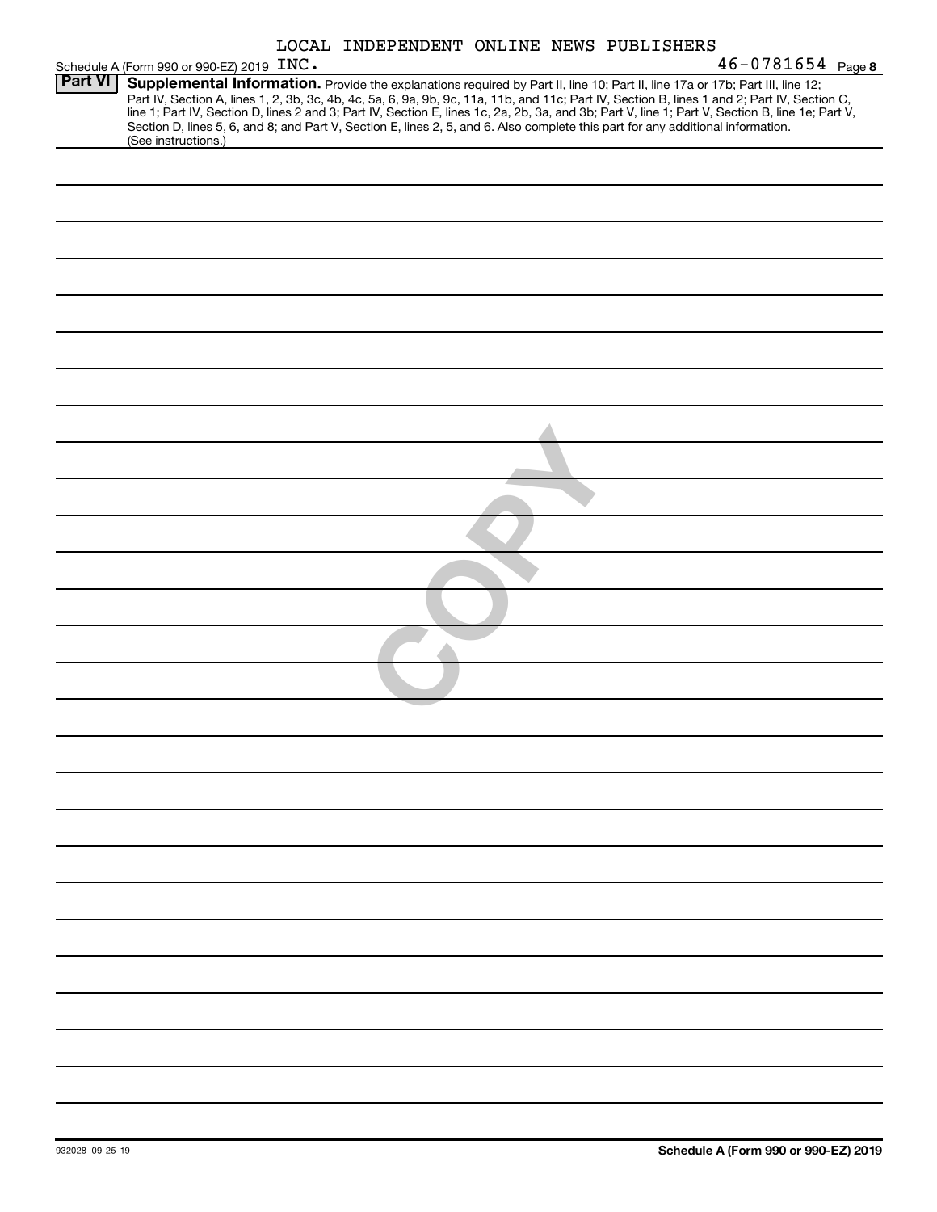LOCAL INDEPENDENT ONLINE NEWS PUBLISHERS

Schedule A (Form 990 or 990-EZ) 2019 INC. 46-0781654 Page 8

**Part VI** **Supplemental Information.** Provide the explanations required by Part II, line 10; Part II, line 17a or 17b; Part III, line 12; Part IV, Section A, lines 1, 2, 3b, 3c, 4b, 4c, 5a, 6, 9a, 9b, 9c, 11a, 11b, and 11c; Part IV, Section B, lines 1 and 2; Part IV, Section C, line 1; Part IV, Section D, lines 2 and 3; Part IV, Section E, lines 1c, 2a, 2b, 3a, and 3b; Part V, line 1; Part V, Section B, line 1e; Part V, Section D, lines 5, 6, and 8; and Part V, Section E, lines 2, 5, and 6. Also complete this part for any additional information. (See instructions.)

COPY

932028 09-25-19

**Schedule A (Form 990 or 990-EZ) 2019**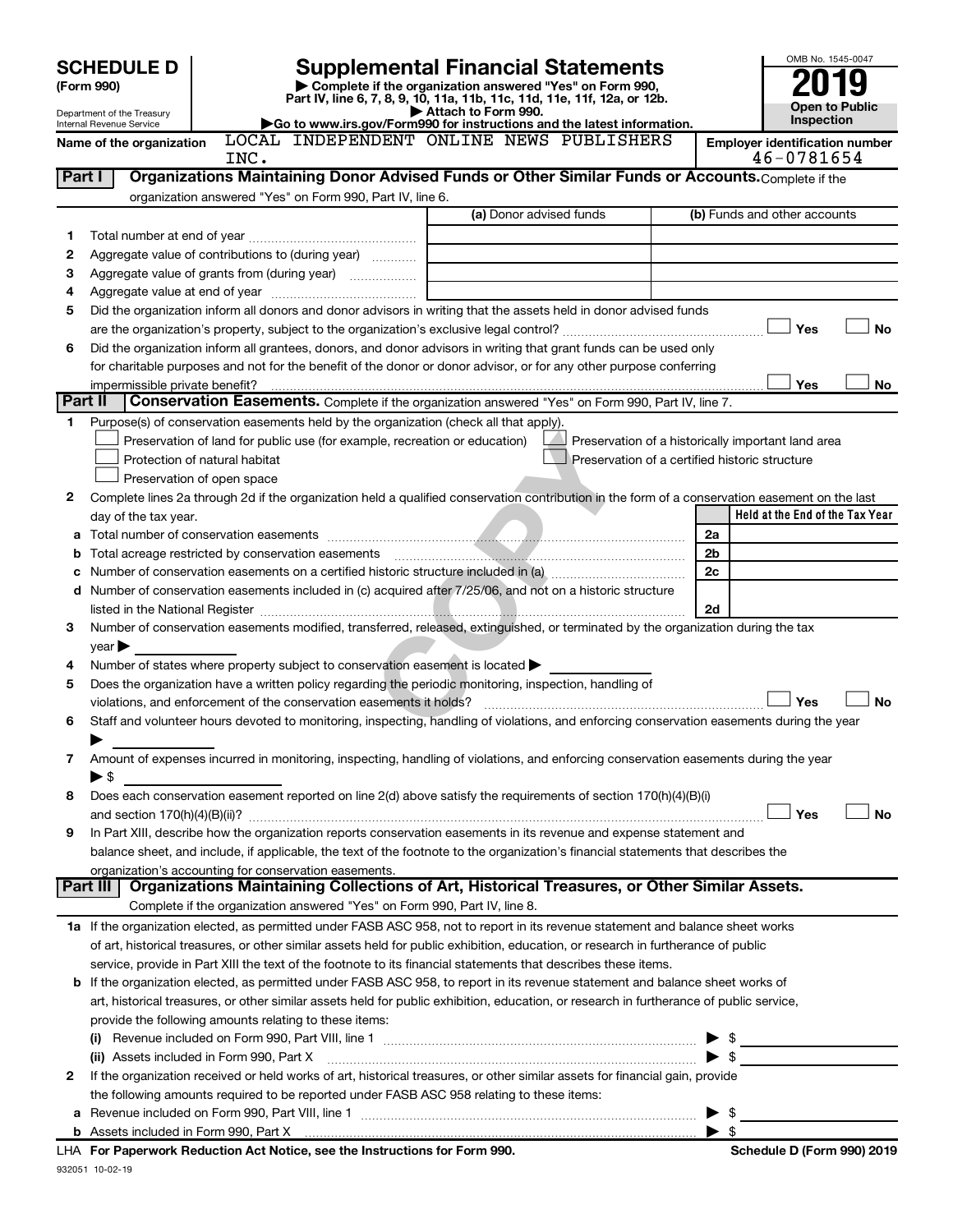**SCHEDULE D (Form 990)**

Department of the Treasury
Internal Revenue Service

# Supplemental Financial Statements

▶ Complete if the organization answered "Yes" on Form 990, Part IV, line 6, 7, 8, 9, 10, 11a, 11b, 11c, 11d, 11e, 11f, 12a, or 12b.
▶ Attach to Form 990.
▶Go to www.irs.gov/Form990 for instructions and the latest information.

OMB No. 1545-0047

**2019**

**Open to Public Inspection**

Name of the organization: LOCAL INDEPENDENT ONLINE NEWS PUBLISHERS INC.

Employer identification number: 46-0781654

## Part I — Organizations Maintaining Donor Advised Funds or Other Similar Funds or Accounts.

Complete if the organization answered "Yes" on Form 990, Part IV, line 6.

| | | (a) Donor advised funds | (b) Funds and other accounts |
|---|---|---|---|
| 1 | Total number at end of year | | |
| 2 | Aggregate value of contributions to (during year) | | |
| 3 | Aggregate value of grants from (during year) | | |
| 4 | Aggregate value at end of year | | |

5 Did the organization inform all donors and donor advisors in writing that the assets held in donor advised funds are the organization's property, subject to the organization's exclusive legal control? ☐ Yes ☐ No

6 Did the organization inform all grantees, donors, and donor advisors in writing that grant funds can be used only for charitable purposes and not for the benefit of the donor or donor advisor, or for any other purpose conferring impermissible private benefit? ☐ Yes ☐ No

## Part II — Conservation Easements.

Complete if the organization answered "Yes" on Form 990, Part IV, line 7.

1 Purpose(s) of conservation easements held by the organization (check all that apply).

- ☐ Preservation of land for public use (for example, recreation or education)
- ☐ Protection of natural habitat
- ☐ Preservation of open space
- ☐ Preservation of a historically important land area
- ☐ Preservation of a certified historic structure

2 Complete lines 2a through 2d if the organization held a qualified conservation contribution in the form of a conservation easement on the last day of the tax year.

| | | | Held at the End of the Tax Year |
|---|---|---|---|
| a | Total number of conservation easements | 2a | |
| b | Total acreage restricted by conservation easements | 2b | |
| c | Number of conservation easements on a certified historic structure included in (a) | 2c | |
| d | Number of conservation easements included in (c) acquired after 7/25/06, and not on a historic structure listed in the National Register | 2d | |

3 Number of conservation easements modified, transferred, released, extinguished, or terminated by the organization during the tax year ▶

4 Number of states where property subject to conservation easement is located ▶

5 Does the organization have a written policy regarding the periodic monitoring, inspection, handling of violations, and enforcement of the conservation easements it holds? ☐ Yes ☐ No

6 Staff and volunteer hours devoted to monitoring, inspecting, handling of violations, and enforcing conservation easements during the year ▶

7 Amount of expenses incurred in monitoring, inspecting, handling of violations, and enforcing conservation easements during the year ▶ $

8 Does each conservation easement reported on line 2(d) above satisfy the requirements of section 170(h)(4)(B)(i) and section 170(h)(4)(B)(ii)? ☐ Yes ☐ No

9 In Part XIII, describe how the organization reports conservation easements in its revenue and expense statement and balance sheet, and include, if applicable, the text of the footnote to the organization's financial statements that describes the organization's accounting for conservation easements.

## Part III — Organizations Maintaining Collections of Art, Historical Treasures, or Other Similar Assets.

Complete if the organization answered "Yes" on Form 990, Part IV, line 8.

1a If the organization elected, as permitted under FASB ASC 958, not to report in its revenue statement and balance sheet works of art, historical treasures, or other similar assets held for public exhibition, education, or research in furtherance of public service, provide in Part XIII the text of the footnote to its financial statements that describes these items.

b If the organization elected, as permitted under FASB ASC 958, to report in its revenue statement and balance sheet works of art, historical treasures, or other similar assets held for public exhibition, education, or research in furtherance of public service, provide the following amounts relating to these items:

(i) Revenue included on Form 990, Part VIII, line 1 ▶ $

(ii) Assets included in Form 990, Part X ▶ $

2 If the organization received or held works of art, historical treasures, or other similar assets for financial gain, provide the following amounts required to be reported under FASB ASC 958 relating to these items:

a Revenue included on Form 990, Part VIII, line 1 ▶ $

b Assets included in Form 990, Part X ▶ $

LHA For Paperwork Reduction Act Notice, see the Instructions for Form 990. Schedule D (Form 990) 2019

932051 10-02-19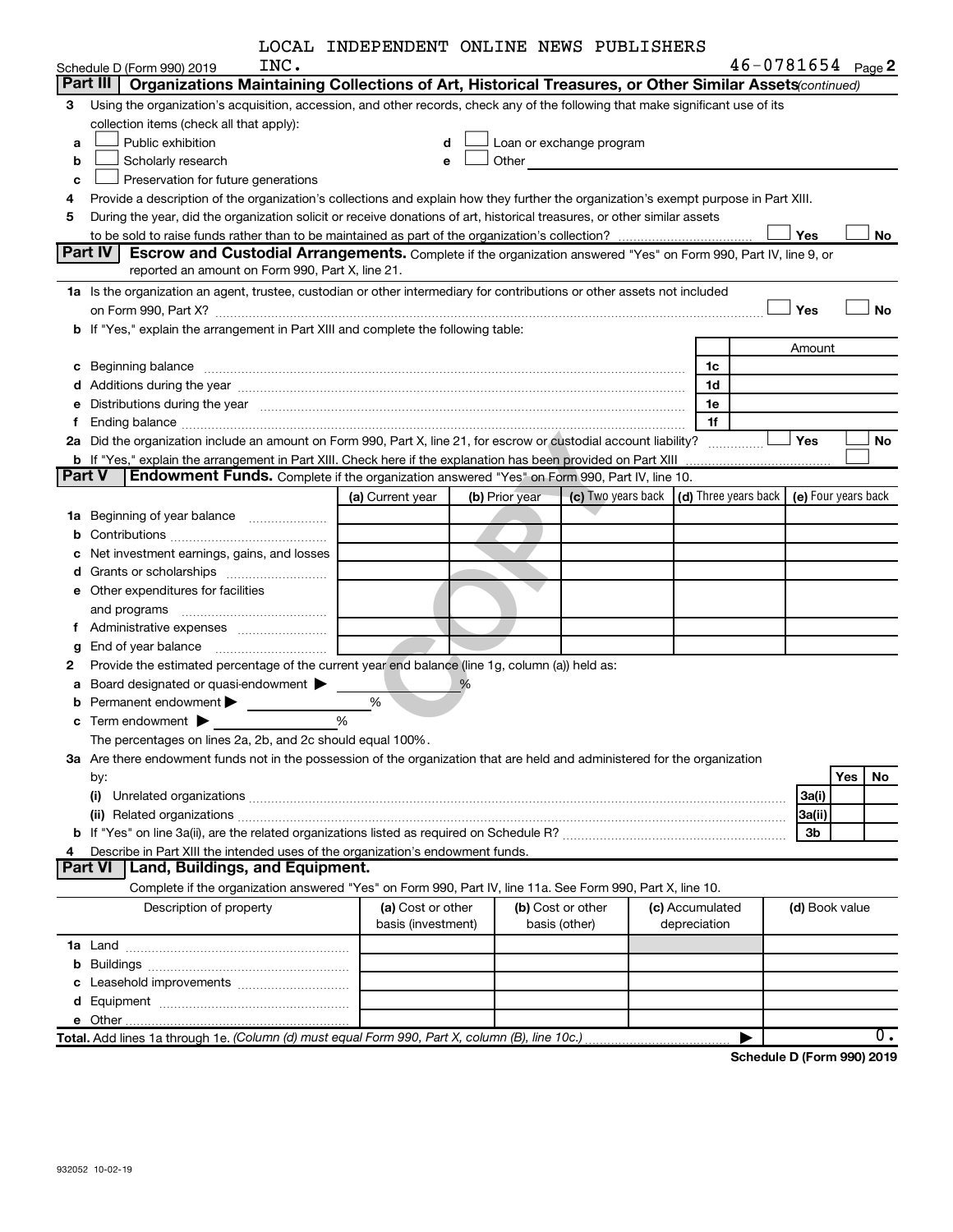LOCAL INDEPENDENT ONLINE NEWS PUBLISHERS INC. 46-0781654

Schedule D (Form 990) 2019 Page 2

## Part III Organizations Maintaining Collections of Art, Historical Treasures, or Other Similar Assets *(continued)*

3 Using the organization's acquisition, accession, and other records, check any of the following that make significant use of its collection items (check all that apply):

- a ☐ Public exhibition
- b ☐ Scholarly research
- c ☐ Preservation for future generations
- d ☐ Loan or exchange program
- e ☐ Other

4 Provide a description of the organization's collections and explain how they further the organization's exempt purpose in Part XIII.

5 During the year, did the organization solicit or receive donations of art, historical treasures, or other similar assets to be sold to raise funds rather than to be maintained as part of the organization's collection? ☐ Yes ☐ No

## Part IV Escrow and Custodial Arrangements.

Complete if the organization answered "Yes" on Form 990, Part IV, line 9, or reported an amount on Form 990, Part X, line 21.

1a Is the organization an agent, trustee, custodian or other intermediary for contributions or other assets not included on Form 990, Part X? ☐ Yes ☐ No

b If "Yes," explain the arrangement in Part XIII and complete the following table:

| | | Amount |
|---|---|---|
| c Beginning balance | 1c | |
| d Additions during the year | 1d | |
| e Distributions during the year | 1e | |
| f Ending balance | 1f | |

2a Did the organization include an amount on Form 990, Part X, line 21, for escrow or custodial account liability? ☐ Yes ☐ No

b If "Yes," explain the arrangement in Part XIII. Check here if the explanation has been provided on Part XIII ☐

## Part V Endowment Funds.

Complete if the organization answered "Yes" on Form 990, Part IV, line 10.

| | (a) Current year | (b) Prior year | (c) Two years back | (d) Three years back | (e) Four years back |
|---|---|---|---|---|---|
| 1a Beginning of year balance | | | | | |
| b Contributions | | | | | |
| c Net investment earnings, gains, and losses | | | | | |
| d Grants or scholarships | | | | | |
| e Other expenditures for facilities and programs | | | | | |
| f Administrative expenses | | | | | |
| g End of year balance | | | | | |

2 Provide the estimated percentage of the current year end balance (line 1g, column (a)) held as:

- a Board designated or quasi-endowment ▶ %
- b Permanent endowment ▶ %
- c Term endowment ▶ %

The percentages on lines 2a, 2b, and 2c should equal 100%.

3a Are there endowment funds not in the possession of the organization that are held and administered for the organization by:

| | | Yes | No |
|---|---|---|---|
| (i) Unrelated organizations | 3a(i) | | |
| (ii) Related organizations | 3a(ii) | | |
| b If "Yes" on line 3a(ii), are the related organizations listed as required on Schedule R? | 3b | | |

4 Describe in Part XIII the intended uses of the organization's endowment funds.

## Part VI Land, Buildings, and Equipment.

Complete if the organization answered "Yes" on Form 990, Part IV, line 11a. See Form 990, Part X, line 10.

| Description of property | (a) Cost or other basis (investment) | (b) Cost or other basis (other) | (c) Accumulated depreciation | (d) Book value |
|---|---|---|---|---|
| 1a Land | | | | |
| b Buildings | | | | |
| c Leasehold improvements | | | | |
| d Equipment | | | | |
| e Other | | | | |
| **Total.** Add lines 1a through 1e. *(Column (d) must equal Form 990, Part X, column (B), line 10c.)* | | | ▶ | 0. |

**Schedule D (Form 990) 2019**

932052 10-02-19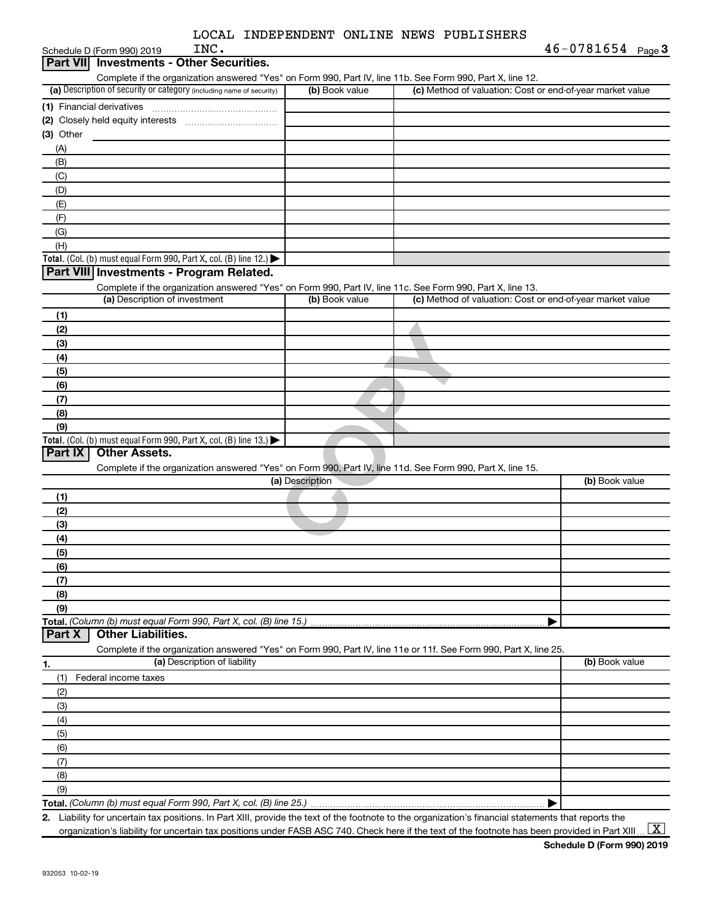LOCAL INDEPENDENT ONLINE NEWS PUBLISHERS INC.

46-0781654

## Part VII Investments - Other Securities.

Complete if the organization answered "Yes" on Form 990, Part IV, line 11b. See Form 990, Part X, line 12.

| (a) Description of security or category (including name of security) | (b) Book value | (c) Method of valuation: Cost or end-of-year market value |
|---|---|---|
| (1) Financial derivatives | | |
| (2) Closely held equity interests | | |
| (3) Other | | |
| (A) | | |
| (B) | | |
| (C) | | |
| (D) | | |
| (E) | | |
| (F) | | |
| (G) | | |
| (H) | | |
| **Total.** (Col. (b) must equal Form 990, Part X, col. (B) line 12.) ▶ | | |

## Part VIII Investments - Program Related.

Complete if the organization answered "Yes" on Form 990, Part IV, line 11c. See Form 990, Part X, line 13.

| (a) Description of investment | (b) Book value | (c) Method of valuation: Cost or end-of-year market value |
|---|---|---|
| (1) | | |
| (2) | | |
| (3) | | |
| (4) | | |
| (5) | | |
| (6) | | |
| (7) | | |
| (8) | | |
| (9) | | |
| **Total.** (Col. (b) must equal Form 990, Part X, col. (B) line 13.) ▶ | | |

## Part IX Other Assets.

Complete if the organization answered "Yes" on Form 990, Part IV, line 11d. See Form 990, Part X, line 15.

| (a) Description | (b) Book value |
|---|---|
| (1) | |
| (2) | |
| (3) | |
| (4) | |
| (5) | |
| (6) | |
| (7) | |
| (8) | |
| (9) | |
| **Total.** *(Column (b) must equal Form 990, Part X, col. (B) line 15.)* ▶ | |

## Part X Other Liabilities.

Complete if the organization answered "Yes" on Form 990, Part IV, line 11e or 11f. See Form 990, Part X, line 25.

| 1. (a) Description of liability | (b) Book value |
|---|---|
| (1) Federal income taxes | |
| (2) | |
| (3) | |
| (4) | |
| (5) | |
| (6) | |
| (7) | |
| (8) | |
| (9) | |
| **Total.** *(Column (b) must equal Form 990, Part X, col. (B) line 25.)* ▶ | |

2. Liability for uncertain tax positions. In Part XIII, provide the text of the footnote to the organization's financial statements that reports the organization's liability for uncertain tax positions under FASB ASC 740. Check here if the text of the footnote has been provided in Part XIII ... [X]

**Schedule D (Form 990) 2019**

932053 10-02-19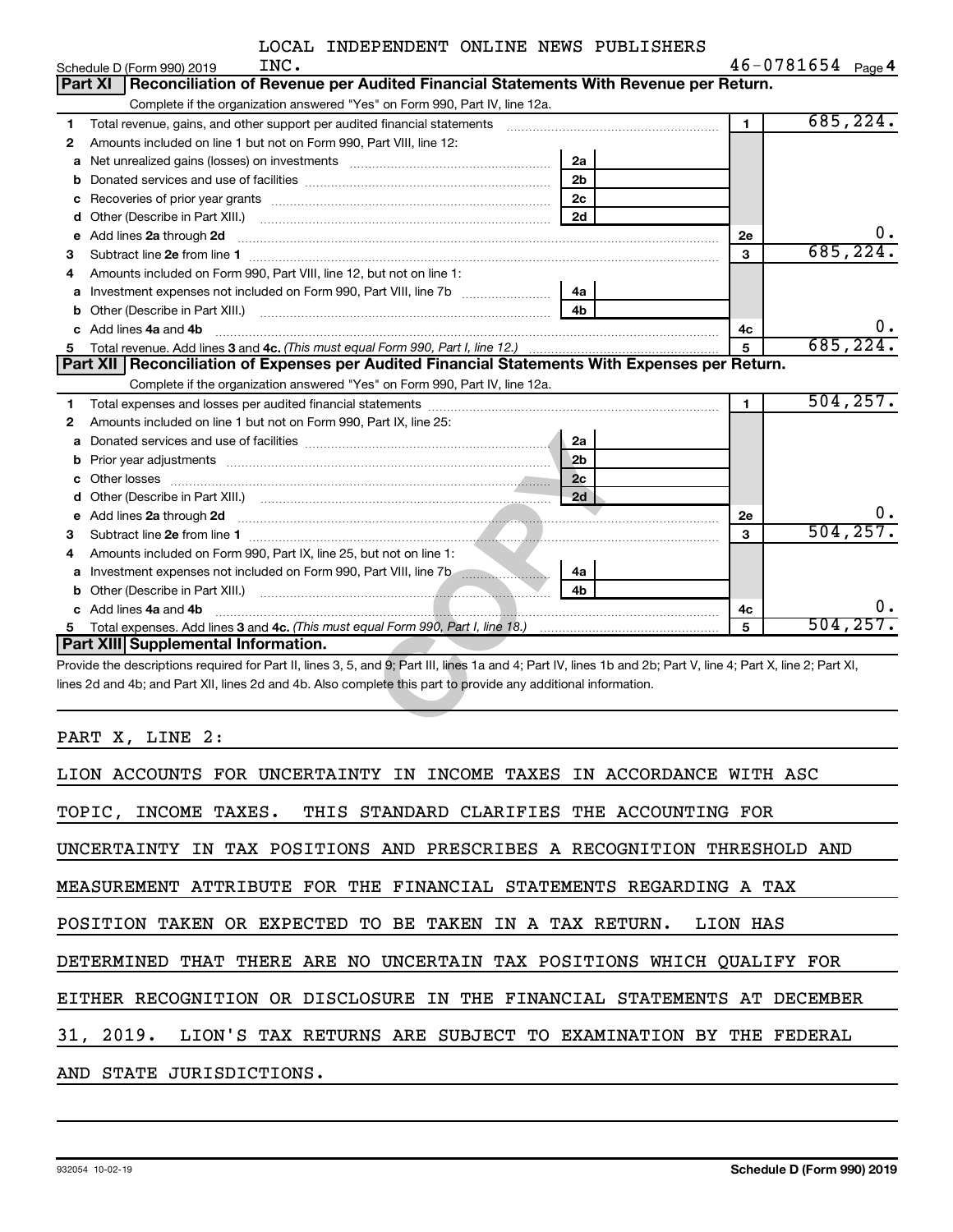LOCAL INDEPENDENT ONLINE NEWS PUBLISHERS INC.

Schedule D (Form 990) 2019 — 46-0781654 Page 4

## Part XI Reconciliation of Revenue per Audited Financial Statements With Revenue per Return.

Complete if the organization answered "Yes" on Form 990, Part IV, line 12a.

| | | | | | |
|---|---|---|---|---|---|
| 1 | Total revenue, gains, and other support per audited financial statements | | | 1 | 685,224. |
| 2 | Amounts included on line 1 but not on Form 990, Part VIII, line 12: | | | | |
| a | Net unrealized gains (losses) on investments | 2a | | | |
| b | Donated services and use of facilities | 2b | | | |
| c | Recoveries of prior year grants | 2c | | | |
| d | Other (Describe in Part XIII.) | 2d | | | |
| e | Add lines 2a through 2d | | | 2e | 0. |
| 3 | Subtract line 2e from line 1 | | | 3 | 685,224. |
| 4 | Amounts included on Form 990, Part VIII, line 12, but not on line 1: | | | | |
| a | Investment expenses not included on Form 990, Part VIII, line 7b | 4a | | | |
| b | Other (Describe in Part XIII.) | 4b | | | |
| c | Add lines 4a and 4b | | | 4c | 0. |
| 5 | Total revenue. Add lines 3 and 4c. *(This must equal Form 990, Part I, line 12.)* | | | 5 | 685,224. |

## Part XII Reconciliation of Expenses per Audited Financial Statements With Expenses per Return.

Complete if the organization answered "Yes" on Form 990, Part IV, line 12a.

| | | | | | |
|---|---|---|---|---|---|
| 1 | Total expenses and losses per audited financial statements | | | 1 | 504,257. |
| 2 | Amounts included on line 1 but not on Form 990, Part IX, line 25: | | | | |
| a | Donated services and use of facilities | 2a | | | |
| b | Prior year adjustments | 2b | | | |
| c | Other losses | 2c | | | |
| d | Other (Describe in Part XIII.) | 2d | | | |
| e | Add lines 2a through 2d | | | 2e | 0. |
| 3 | Subtract line 2e from line 1 | | | 3 | 504,257. |
| 4 | Amounts included on Form 990, Part IX, line 25, but not on line 1: | | | | |
| a | Investment expenses not included on Form 990, Part VIII, line 7b | 4a | | | |
| b | Other (Describe in Part XIII.) | 4b | | | |
| c | Add lines 4a and 4b | | | 4c | 0. |
| 5 | Total expenses. Add lines 3 and 4c. *(This must equal Form 990, Part I, line 18.)* | | | 5 | 504,257. |

## Part XIII Supplemental Information.

Provide the descriptions required for Part II, lines 3, 5, and 9; Part III, lines 1a and 4; Part IV, lines 1b and 2b; Part V, line 4; Part X, line 2; Part XI, lines 2d and 4b; and Part XII, lines 2d and 4b. Also complete this part to provide any additional information.

PART X, LINE 2:

LION ACCOUNTS FOR UNCERTAINTY IN INCOME TAXES IN ACCORDANCE WITH ASC TOPIC, INCOME TAXES. THIS STANDARD CLARIFIES THE ACCOUNTING FOR UNCERTAINTY IN TAX POSITIONS AND PRESCRIBES A RECOGNITION THRESHOLD AND MEASUREMENT ATTRIBUTE FOR THE FINANCIAL STATEMENTS REGARDING A TAX POSITION TAKEN OR EXPECTED TO BE TAKEN IN A TAX RETURN. LION HAS DETERMINED THAT THERE ARE NO UNCERTAIN TAX POSITIONS WHICH QUALIFY FOR EITHER RECOGNITION OR DISCLOSURE IN THE FINANCIAL STATEMENTS AT DECEMBER 31, 2019. LION'S TAX RETURNS ARE SUBJECT TO EXAMINATION BY THE FEDERAL AND STATE JURISDICTIONS.

932054 10-02-19 — Schedule D (Form 990) 2019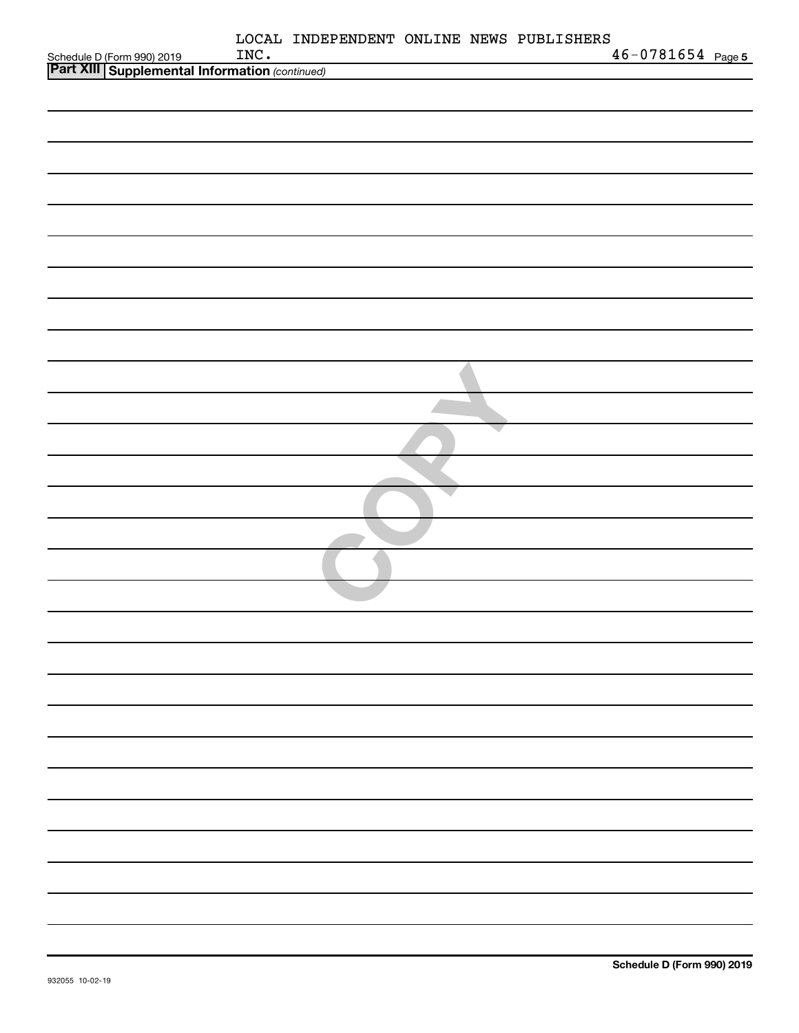LOCAL INDEPENDENT ONLINE NEWS PUBLISHERS INC.

46-0781654

## Part XIII Supplemental Information *(continued)*

COPY

932055 10-02-19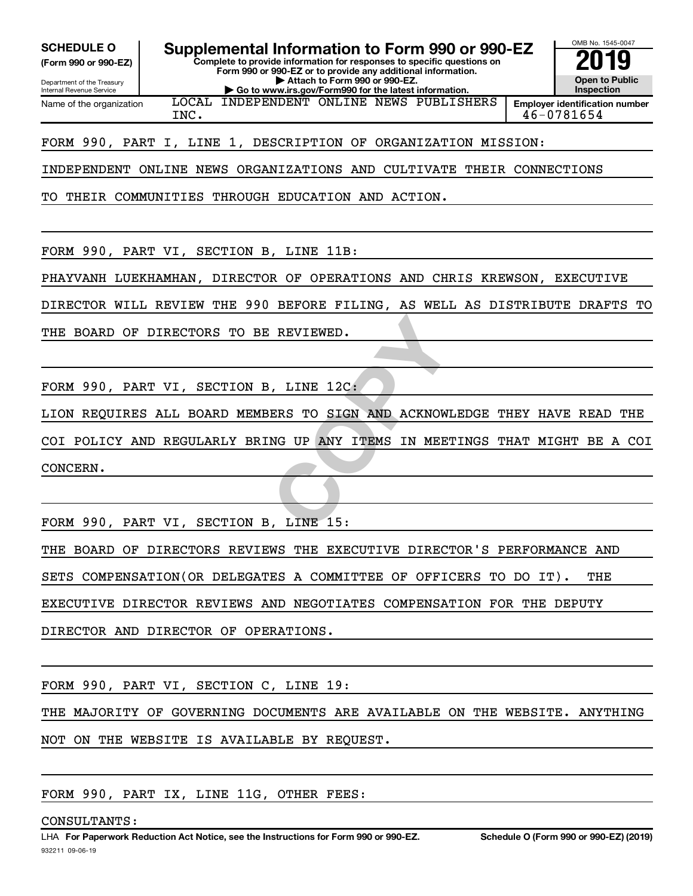**SCHEDULE O** (Form 990 or 990-EZ)

Department of the Treasury Internal Revenue Service

# Supplemental Information to Form 990 or 990-EZ

**Complete to provide information for responses to specific questions on Form 990 or 990-EZ or to provide any additional information.**

**▶ Attach to Form 990 or 990-EZ.**

**▶ Go to www.irs.gov/Form990 for the latest information.**

OMB No. 1545-0047

**2019**

**Open to Public Inspection**

Name of the organization: LOCAL INDEPENDENT ONLINE NEWS PUBLISHERS INC.

**Employer identification number** 46-0781654

FORM 990, PART I, LINE 1, DESCRIPTION OF ORGANIZATION MISSION:

INDEPENDENT ONLINE NEWS ORGANIZATIONS AND CULTIVATE THEIR CONNECTIONS TO THEIR COMMUNITIES THROUGH EDUCATION AND ACTION.

FORM 990, PART VI, SECTION B, LINE 11B:

PHAYVANH LUEKHAMHAN, DIRECTOR OF OPERATIONS AND CHRIS KREWSON, EXECUTIVE DIRECTOR WILL REVIEW THE 990 BEFORE FILING, AS WELL AS DISTRIBUTE DRAFTS TO THE BOARD OF DIRECTORS TO BE REVIEWED.

FORM 990, PART VI, SECTION B, LINE 12C:

LION REQUIRES ALL BOARD MEMBERS TO SIGN AND ACKNOWLEDGE THEY HAVE READ THE COI POLICY AND REGULARLY BRING UP ANY ITEMS IN MEETINGS THAT MIGHT BE A COI CONCERN.

FORM 990, PART VI, SECTION B, LINE 15:

THE BOARD OF DIRECTORS REVIEWS THE EXECUTIVE DIRECTOR'S PERFORMANCE AND SETS COMPENSATION(OR DELEGATES A COMMITTEE OF OFFICERS TO DO IT). THE EXECUTIVE DIRECTOR REVIEWS AND NEGOTIATES COMPENSATION FOR THE DEPUTY DIRECTOR AND DIRECTOR OF OPERATIONS.

FORM 990, PART VI, SECTION C, LINE 19:

THE MAJORITY OF GOVERNING DOCUMENTS ARE AVAILABLE ON THE WEBSITE. ANYTHING NOT ON THE WEBSITE IS AVAILABLE BY REQUEST.

FORM 990, PART IX, LINE 11G, OTHER FEES:

CONSULTANTS:

LHA **For Paperwork Reduction Act Notice, see the Instructions for Form 990 or 990-EZ.** **Schedule O (Form 990 or 990-EZ) (2019)**

932211 09-06-19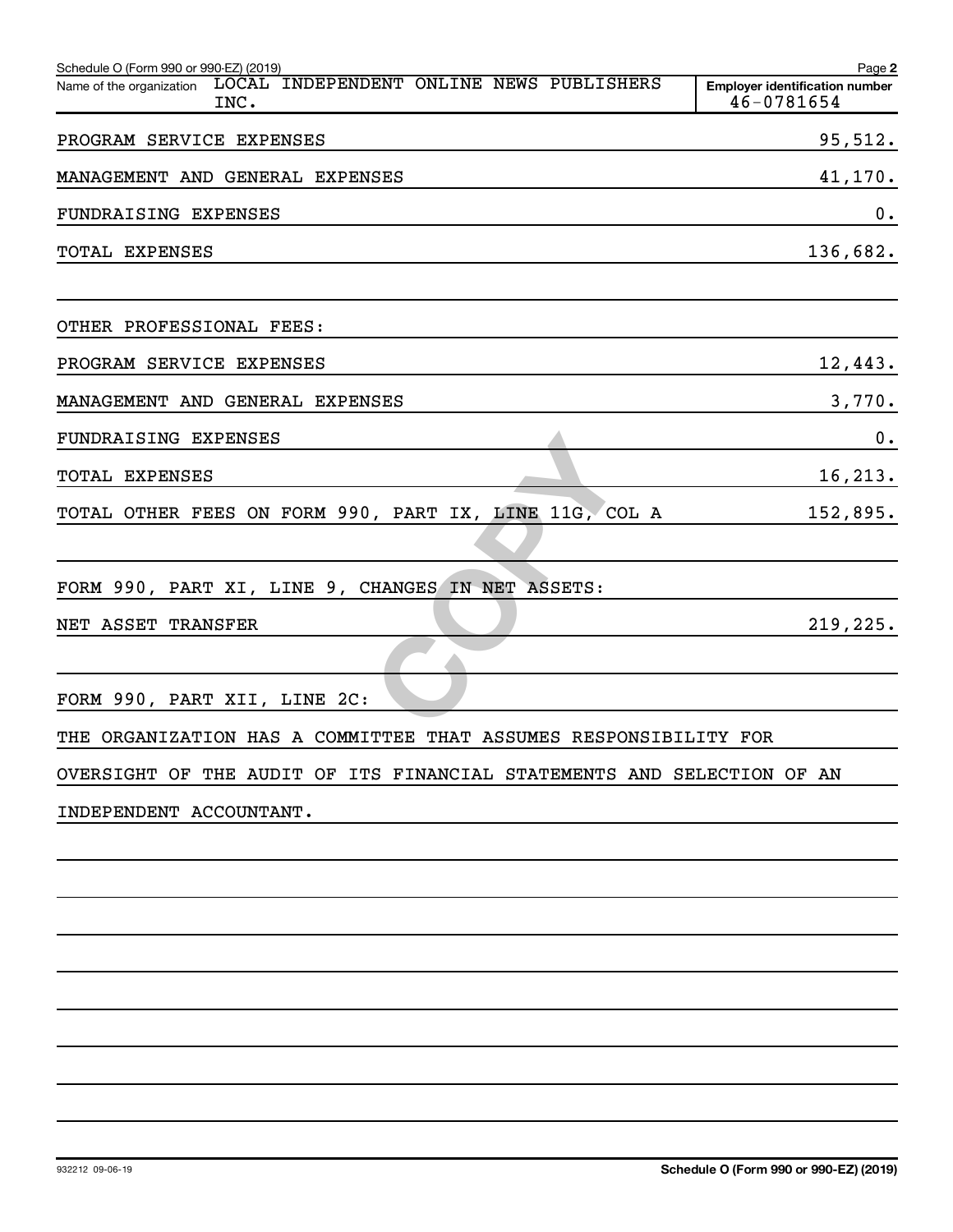Schedule O (Form 990 or 990-EZ) (2019)

Name of the organization LOCAL INDEPENDENT ONLINE NEWS PUBLISHERS INC.

Employer identification number 46-0781654

| | |
|---|---|
| PROGRAM SERVICE EXPENSES | 95,512. |
| MANAGEMENT AND GENERAL EXPENSES | 41,170. |
| FUNDRAISING EXPENSES | 0. |
| TOTAL EXPENSES | 136,682. |

OTHER PROFESSIONAL FEES:

| | |
|---|---|
| PROGRAM SERVICE EXPENSES | 12,443. |
| MANAGEMENT AND GENERAL EXPENSES | 3,770. |
| FUNDRAISING EXPENSES | 0. |
| TOTAL EXPENSES | 16,213. |
| TOTAL OTHER FEES ON FORM 990, PART IX, LINE 11G, COL A | 152,895. |

FORM 990, PART XI, LINE 9, CHANGES IN NET ASSETS:

| | |
|---|---|
| NET ASSET TRANSFER | 219,225. |

FORM 990, PART XII, LINE 2C:

THE ORGANIZATION HAS A COMMITTEE THAT ASSUMES RESPONSIBILITY FOR OVERSIGHT OF THE AUDIT OF ITS FINANCIAL STATEMENTS AND SELECTION OF AN INDEPENDENT ACCOUNTANT.

932212 09-06-19

Schedule O (Form 990 or 990-EZ) (2019)